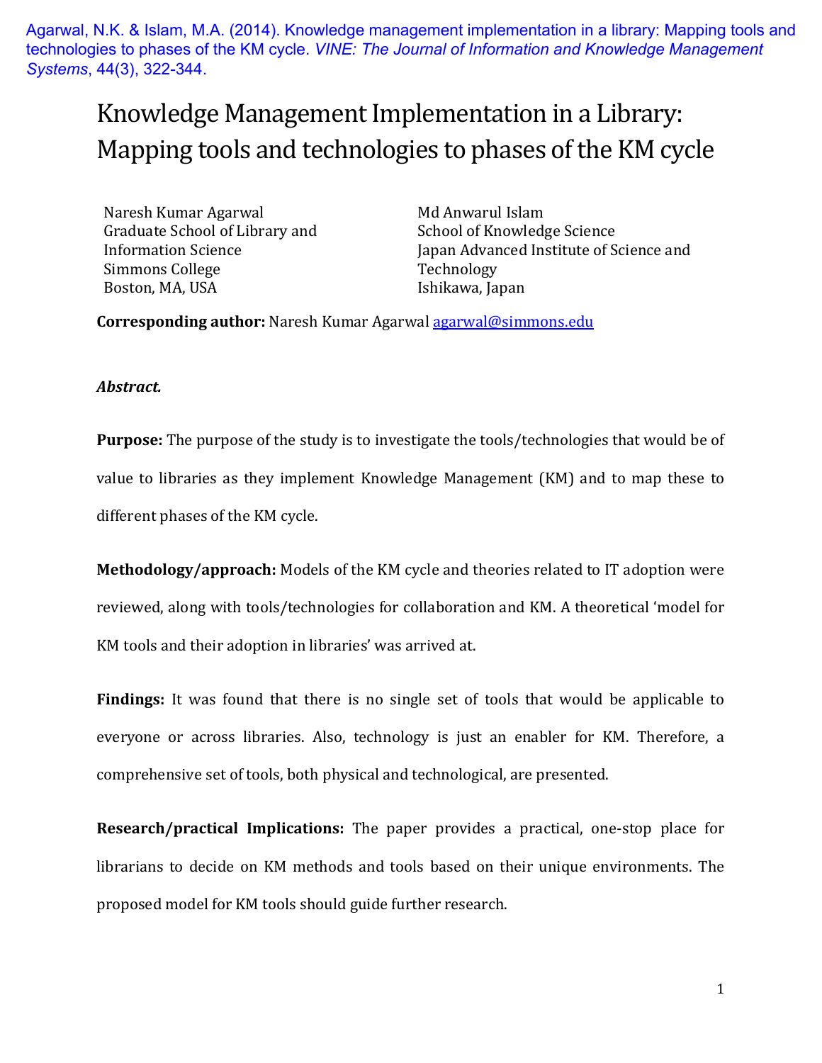Agarwal, N.K. & Islam, M.A. (2014). Knowledge management implementation in a library: Mapping tools and technologies to phases of the KM cycle. *VINE: The Journal of Information and Knowledge Management Systems*, 44(3), 322-344.

# Knowledge Management Implementation in a Library: Mapping tools and technologies to phases of the KM cycle

Naresh Kumar Agarwal
Graduate School of Library and Information Science
Simmons College
Boston, MA, USA

Md Anwarul Islam
School of Knowledge Science
Japan Advanced Institute of Science and Technology
Ishikawa, Japan

**Corresponding author:** Naresh Kumar Agarwal agarwal@simmons.edu

***Abstract.***

**Purpose:** The purpose of the study is to investigate the tools/technologies that would be of value to libraries as they implement Knowledge Management (KM) and to map these to different phases of the KM cycle.

**Methodology/approach:** Models of the KM cycle and theories related to IT adoption were reviewed, along with tools/technologies for collaboration and KM. A theoretical 'model for KM tools and their adoption in libraries' was arrived at.

**Findings:** It was found that there is no single set of tools that would be applicable to everyone or across libraries. Also, technology is just an enabler for KM. Therefore, a comprehensive set of tools, both physical and technological, are presented.

**Research/practical Implications:** The paper provides a practical, one-stop place for librarians to decide on KM methods and tools based on their unique environments. The proposed model for KM tools should guide further research.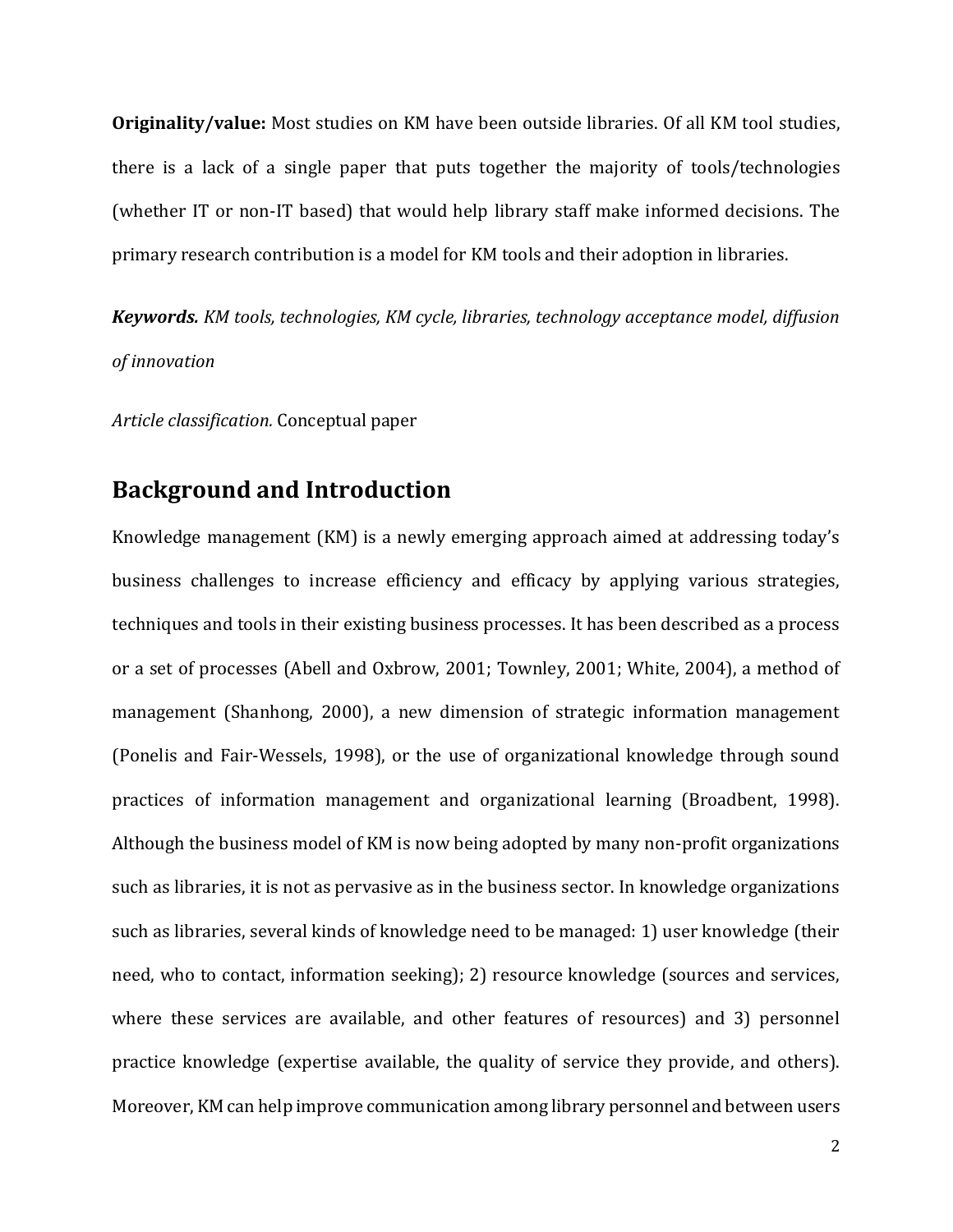**Originality/value:** Most studies on KM have been outside libraries. Of all KM tool studies, there is a lack of a single paper that puts together the majority of tools/technologies (whether IT or non-IT based) that would help library staff make informed decisions. The primary research contribution is a model for KM tools and their adoption in libraries.

***Keywords.*** *KM tools, technologies, KM cycle, libraries, technology acceptance model, diffusion of innovation*

*Article classification.* Conceptual paper

## Background and Introduction

Knowledge management (KM) is a newly emerging approach aimed at addressing today's business challenges to increase efficiency and efficacy by applying various strategies, techniques and tools in their existing business processes. It has been described as a process or a set of processes (Abell and Oxbrow, 2001; Townley, 2001; White, 2004), a method of management (Shanhong, 2000), a new dimension of strategic information management (Ponelis and Fair-Wessels, 1998), or the use of organizational knowledge through sound practices of information management and organizational learning (Broadbent, 1998). Although the business model of KM is now being adopted by many non-profit organizations such as libraries, it is not as pervasive as in the business sector. In knowledge organizations such as libraries, several kinds of knowledge need to be managed: 1) user knowledge (their need, who to contact, information seeking); 2) resource knowledge (sources and services, where these services are available, and other features of resources) and 3) personnel practice knowledge (expertise available, the quality of service they provide, and others). Moreover, KM can help improve communication among library personnel and between users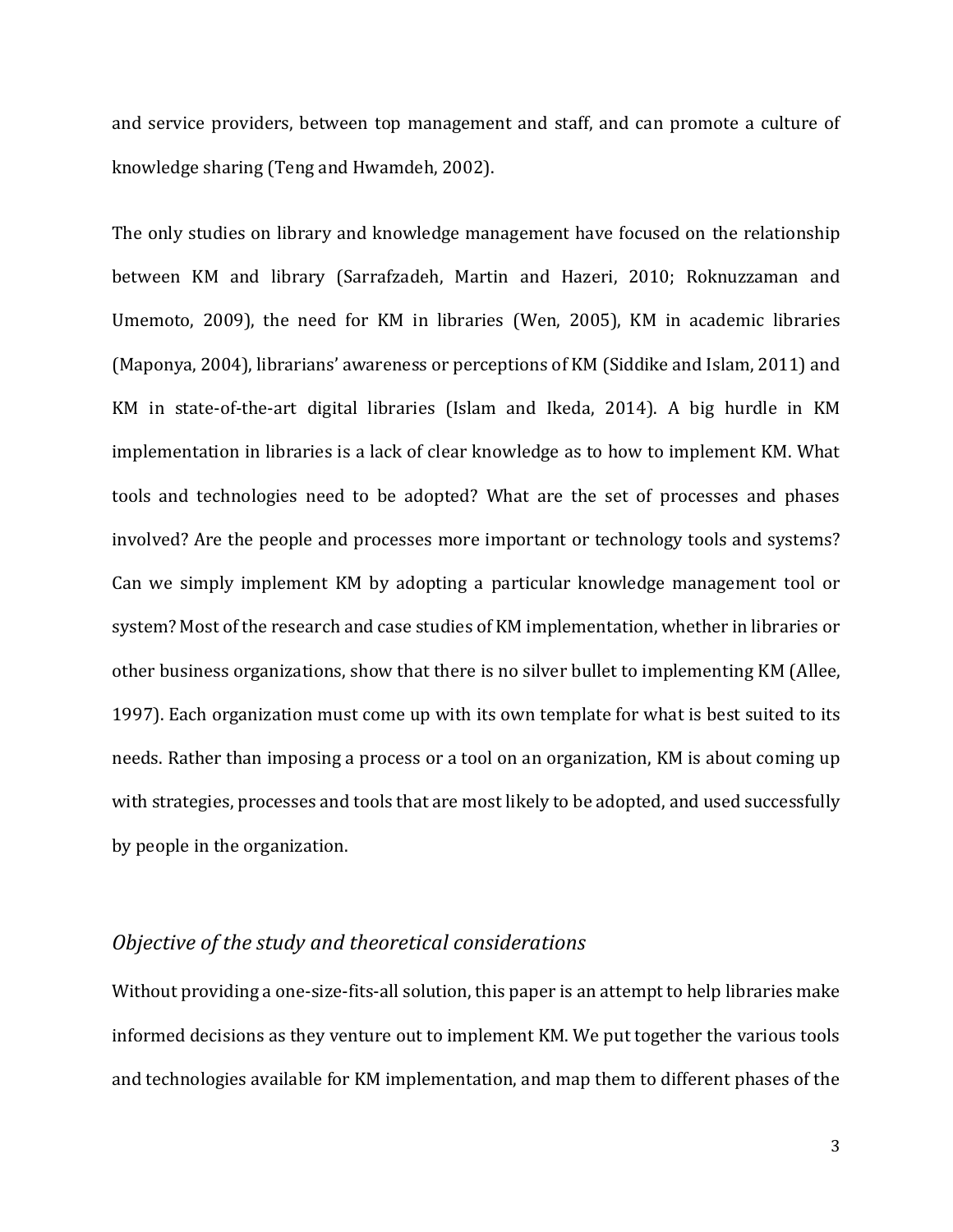and service providers, between top management and staff, and can promote a culture of knowledge sharing (Teng and Hwamdeh, 2002).

The only studies on library and knowledge management have focused on the relationship between KM and library (Sarrafzadeh, Martin and Hazeri, 2010; Roknuzzaman and Umemoto, 2009), the need for KM in libraries (Wen, 2005), KM in academic libraries (Maponya, 2004), librarians' awareness or perceptions of KM (Siddike and Islam, 2011) and KM in state-of-the-art digital libraries (Islam and Ikeda, 2014). A big hurdle in KM implementation in libraries is a lack of clear knowledge as to how to implement KM. What tools and technologies need to be adopted? What are the set of processes and phases involved? Are the people and processes more important or technology tools and systems? Can we simply implement KM by adopting a particular knowledge management tool or system? Most of the research and case studies of KM implementation, whether in libraries or other business organizations, show that there is no silver bullet to implementing KM (Allee, 1997). Each organization must come up with its own template for what is best suited to its needs. Rather than imposing a process or a tool on an organization, KM is about coming up with strategies, processes and tools that are most likely to be adopted, and used successfully by people in the organization.

## *Objective of the study and theoretical considerations*

Without providing a one-size-fits-all solution, this paper is an attempt to help libraries make informed decisions as they venture out to implement KM. We put together the various tools and technologies available for KM implementation, and map them to different phases of the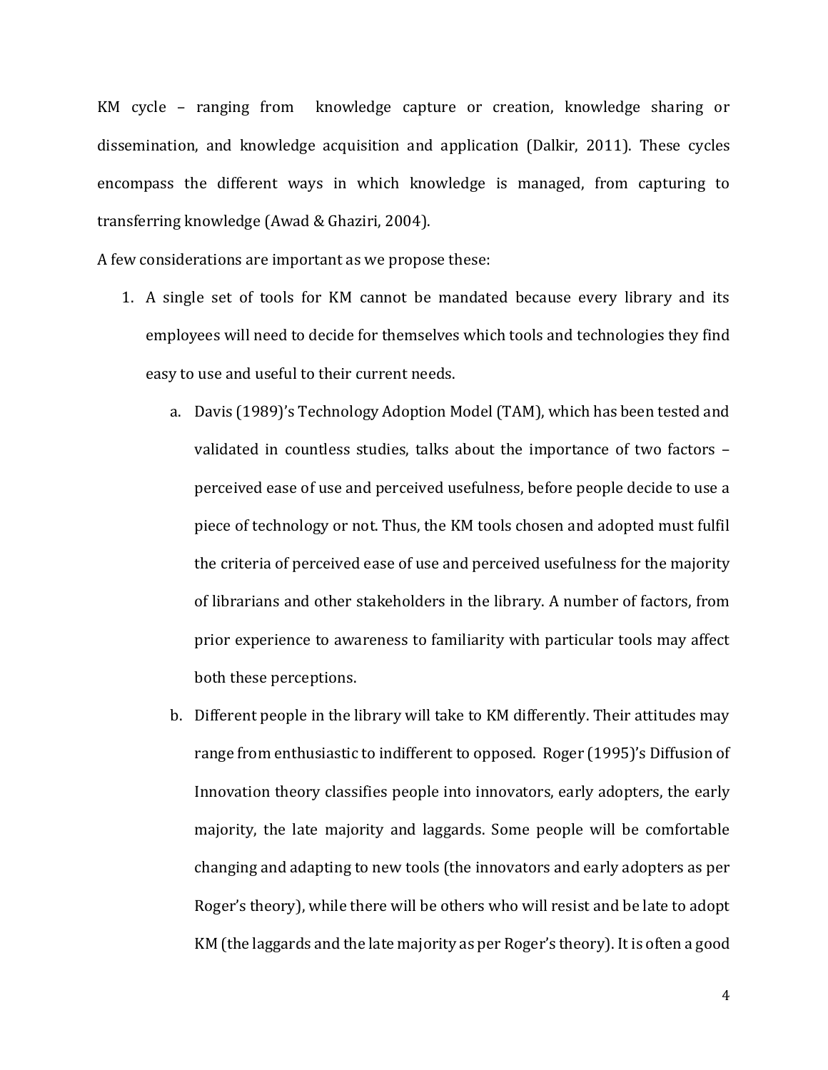KM cycle – ranging from knowledge capture or creation, knowledge sharing or dissemination, and knowledge acquisition and application (Dalkir, 2011). These cycles encompass the different ways in which knowledge is managed, from capturing to transferring knowledge (Awad & Ghaziri, 2004).

A few considerations are important as we propose these:

1. A single set of tools for KM cannot be mandated because every library and its employees will need to decide for themselves which tools and technologies they find easy to use and useful to their current needs.
    a. Davis (1989)'s Technology Adoption Model (TAM), which has been tested and validated in countless studies, talks about the importance of two factors – perceived ease of use and perceived usefulness, before people decide to use a piece of technology or not. Thus, the KM tools chosen and adopted must fulfil the criteria of perceived ease of use and perceived usefulness for the majority of librarians and other stakeholders in the library. A number of factors, from prior experience to awareness to familiarity with particular tools may affect both these perceptions.
    b. Different people in the library will take to KM differently. Their attitudes may range from enthusiastic to indifferent to opposed. Roger (1995)'s Diffusion of Innovation theory classifies people into innovators, early adopters, the early majority, the late majority and laggards. Some people will be comfortable changing and adapting to new tools (the innovators and early adopters as per Roger's theory), while there will be others who will resist and be late to adopt KM (the laggards and the late majority as per Roger's theory). It is often a good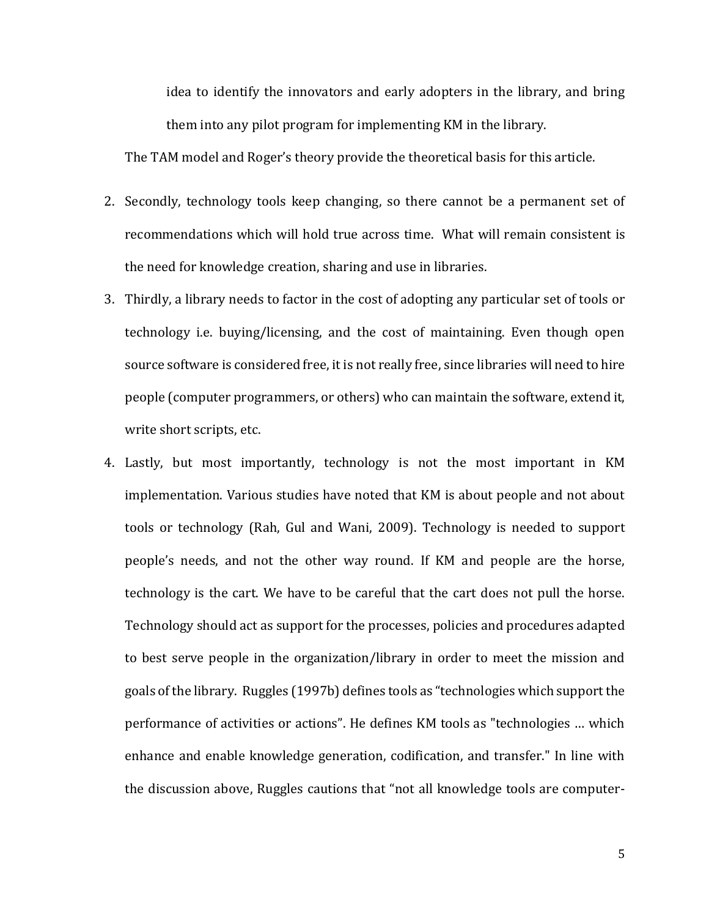idea to identify the innovators and early adopters in the library, and bring them into any pilot program for implementing KM in the library.

The TAM model and Roger's theory provide the theoretical basis for this article.

2. Secondly, technology tools keep changing, so there cannot be a permanent set of recommendations which will hold true across time. What will remain consistent is the need for knowledge creation, sharing and use in libraries.
3. Thirdly, a library needs to factor in the cost of adopting any particular set of tools or technology i.e. buying/licensing, and the cost of maintaining. Even though open source software is considered free, it is not really free, since libraries will need to hire people (computer programmers, or others) who can maintain the software, extend it, write short scripts, etc.
4. Lastly, but most importantly, technology is not the most important in KM implementation. Various studies have noted that KM is about people and not about tools or technology (Rah, Gul and Wani, 2009). Technology is needed to support people's needs, and not the other way round. If KM and people are the horse, technology is the cart. We have to be careful that the cart does not pull the horse. Technology should act as support for the processes, policies and procedures adapted to best serve people in the organization/library in order to meet the mission and goals of the library. Ruggles (1997b) defines tools as "technologies which support the performance of activities or actions". He defines KM tools as "technologies … which enhance and enable knowledge generation, codification, and transfer." In line with the discussion above, Ruggles cautions that "not all knowledge tools are computer-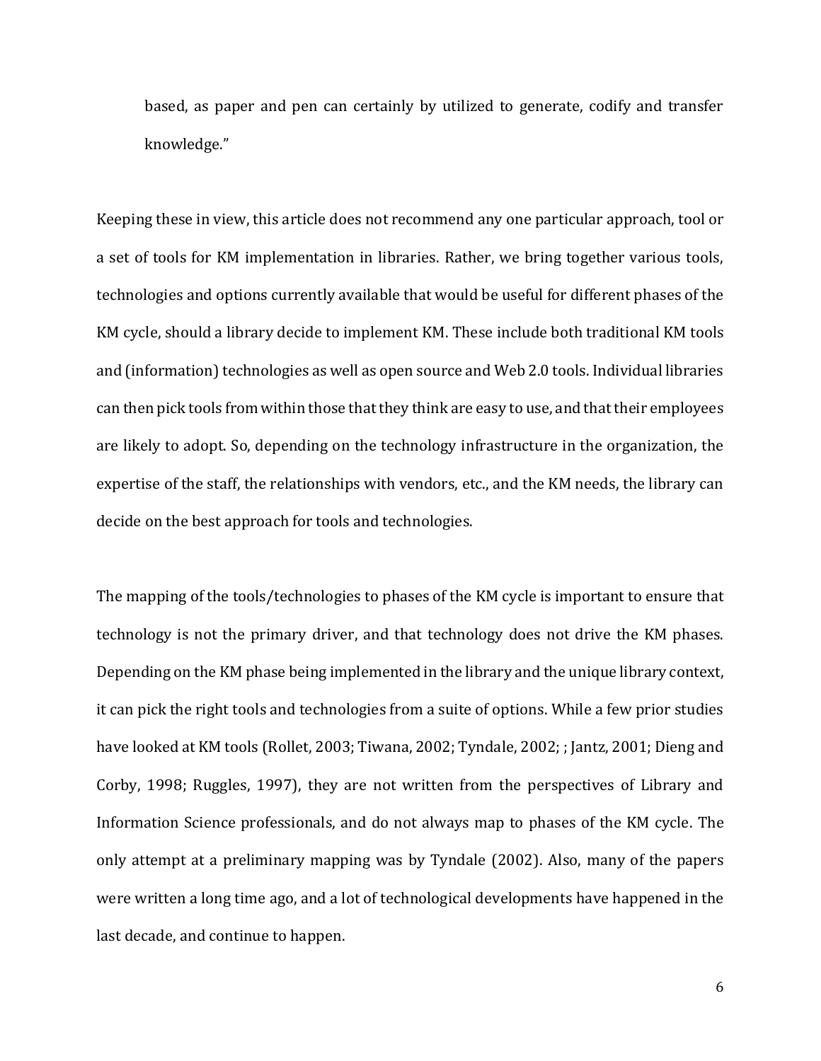> based, as paper and pen can certainly by utilized to generate, codify and transfer knowledge."

Keeping these in view, this article does not recommend any one particular approach, tool or a set of tools for KM implementation in libraries. Rather, we bring together various tools, technologies and options currently available that would be useful for different phases of the KM cycle, should a library decide to implement KM. These include both traditional KM tools and (information) technologies as well as open source and Web 2.0 tools. Individual libraries can then pick tools from within those that they think are easy to use, and that their employees are likely to adopt. So, depending on the technology infrastructure in the organization, the expertise of the staff, the relationships with vendors, etc., and the KM needs, the library can decide on the best approach for tools and technologies.

The mapping of the tools/technologies to phases of the KM cycle is important to ensure that technology is not the primary driver, and that technology does not drive the KM phases. Depending on the KM phase being implemented in the library and the unique library context, it can pick the right tools and technologies from a suite of options. While a few prior studies have looked at KM tools (Rollet, 2003; Tiwana, 2002; Tyndale, 2002; ; Jantz, 2001; Dieng and Corby, 1998; Ruggles, 1997), they are not written from the perspectives of Library and Information Science professionals, and do not always map to phases of the KM cycle. The only attempt at a preliminary mapping was by Tyndale (2002). Also, many of the papers were written a long time ago, and a lot of technological developments have happened in the last decade, and continue to happen.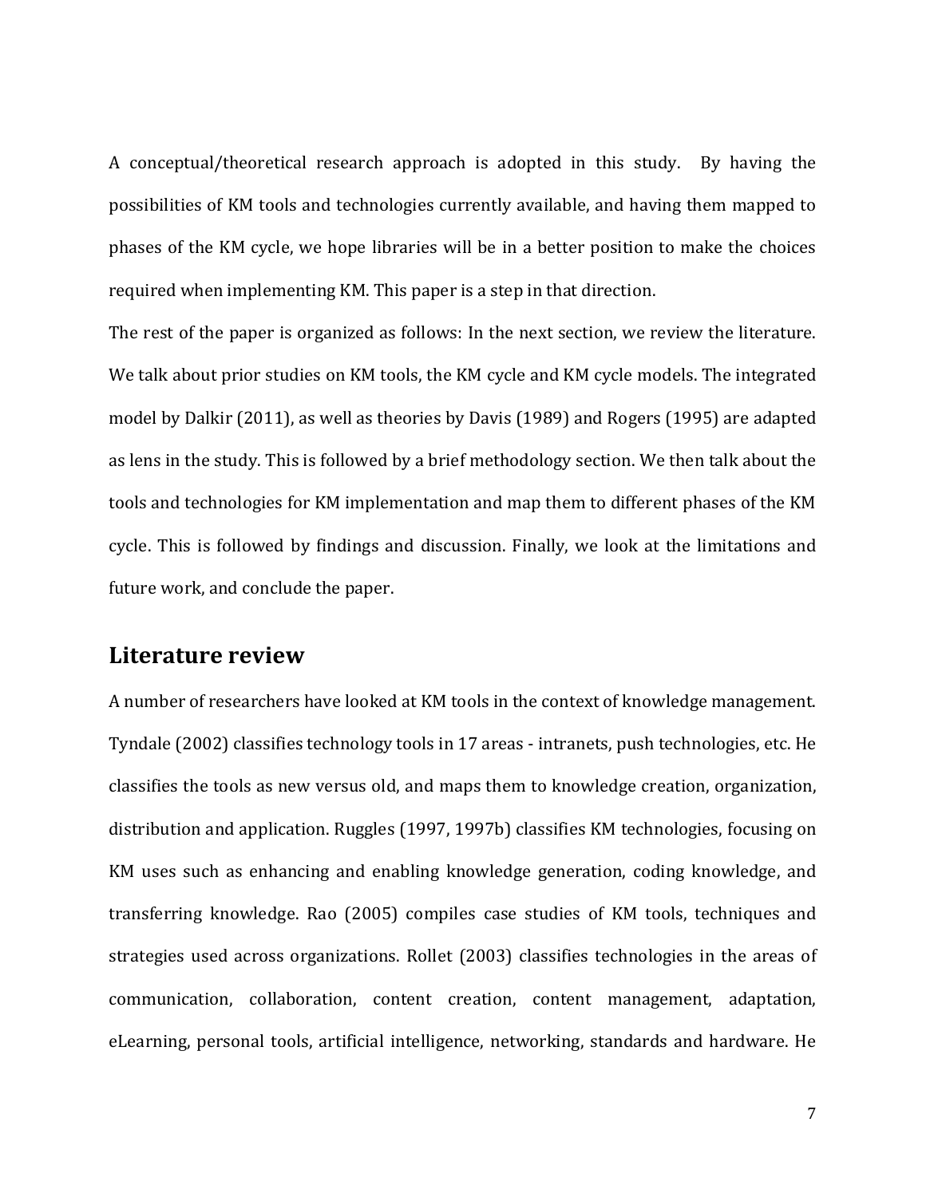A conceptual/theoretical research approach is adopted in this study. By having the possibilities of KM tools and technologies currently available, and having them mapped to phases of the KM cycle, we hope libraries will be in a better position to make the choices required when implementing KM. This paper is a step in that direction.

The rest of the paper is organized as follows: In the next section, we review the literature. We talk about prior studies on KM tools, the KM cycle and KM cycle models. The integrated model by Dalkir (2011), as well as theories by Davis (1989) and Rogers (1995) are adapted as lens in the study. This is followed by a brief methodology section. We then talk about the tools and technologies for KM implementation and map them to different phases of the KM cycle. This is followed by findings and discussion. Finally, we look at the limitations and future work, and conclude the paper.

## Literature review

A number of researchers have looked at KM tools in the context of knowledge management. Tyndale (2002) classifies technology tools in 17 areas - intranets, push technologies, etc. He classifies the tools as new versus old, and maps them to knowledge creation, organization, distribution and application. Ruggles (1997, 1997b) classifies KM technologies, focusing on KM uses such as enhancing and enabling knowledge generation, coding knowledge, and transferring knowledge. Rao (2005) compiles case studies of KM tools, techniques and strategies used across organizations. Rollet (2003) classifies technologies in the areas of communication, collaboration, content creation, content management, adaptation, eLearning, personal tools, artificial intelligence, networking, standards and hardware. He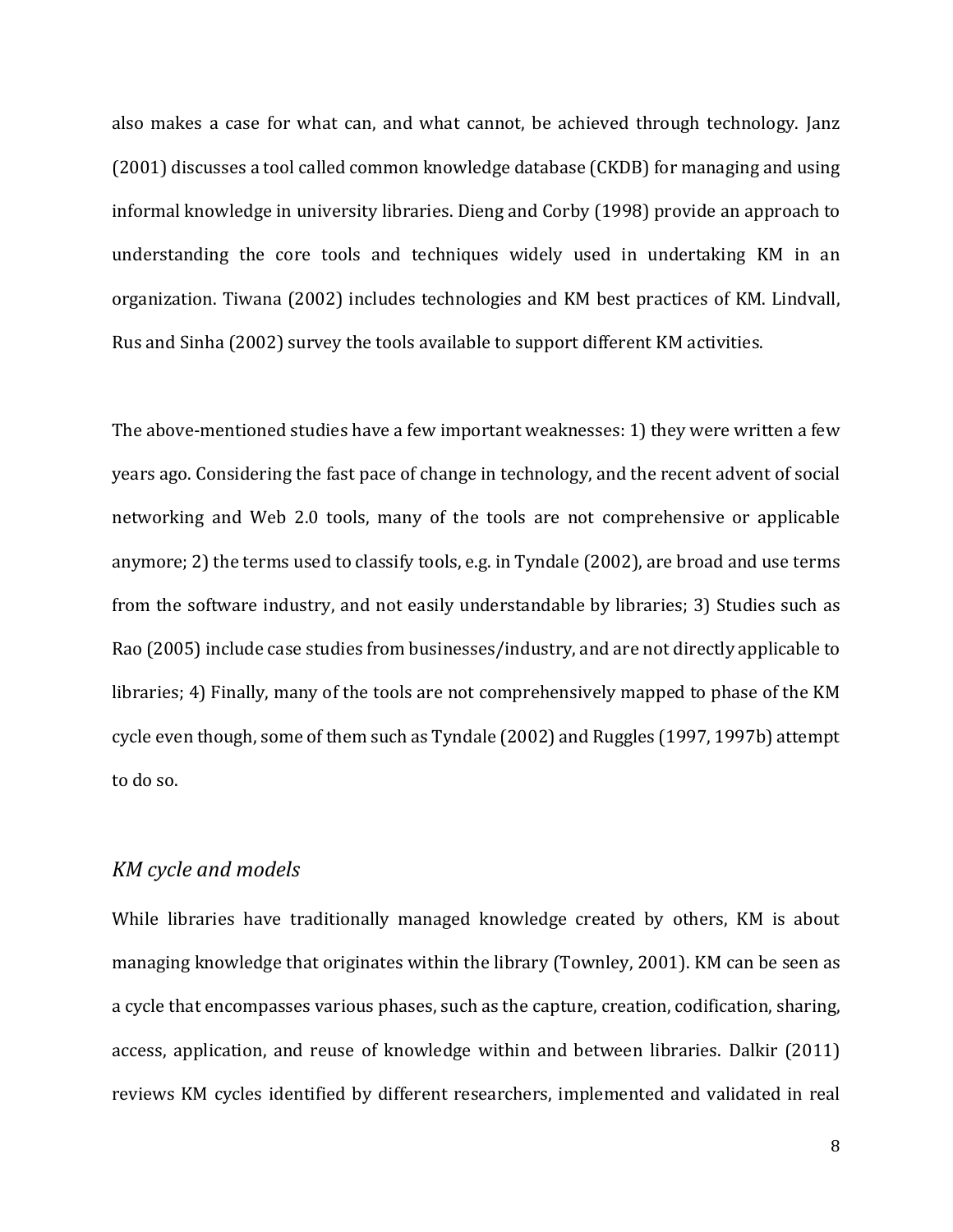also makes a case for what can, and what cannot, be achieved through technology. Janz (2001) discusses a tool called common knowledge database (CKDB) for managing and using informal knowledge in university libraries. Dieng and Corby (1998) provide an approach to understanding the core tools and techniques widely used in undertaking KM in an organization. Tiwana (2002) includes technologies and KM best practices of KM. Lindvall, Rus and Sinha (2002) survey the tools available to support different KM activities.

The above-mentioned studies have a few important weaknesses: 1) they were written a few years ago. Considering the fast pace of change in technology, and the recent advent of social networking and Web 2.0 tools, many of the tools are not comprehensive or applicable anymore; 2) the terms used to classify tools, e.g. in Tyndale (2002), are broad and use terms from the software industry, and not easily understandable by libraries; 3) Studies such as Rao (2005) include case studies from businesses/industry, and are not directly applicable to libraries; 4) Finally, many of the tools are not comprehensively mapped to phase of the KM cycle even though, some of them such as Tyndale (2002) and Ruggles (1997, 1997b) attempt to do so.

### *KM cycle and models*

While libraries have traditionally managed knowledge created by others, KM is about managing knowledge that originates within the library (Townley, 2001). KM can be seen as a cycle that encompasses various phases, such as the capture, creation, codification, sharing, access, application, and reuse of knowledge within and between libraries. Dalkir (2011) reviews KM cycles identified by different researchers, implemented and validated in real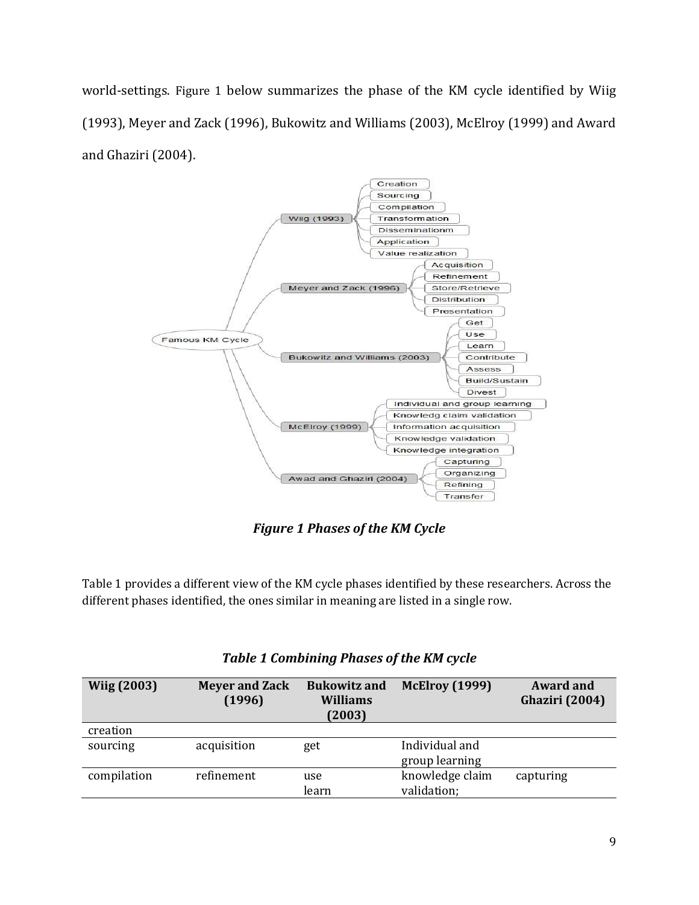world-settings. Figure 1 below summarizes the phase of the KM cycle identified by Wiig (1993), Meyer and Zack (1996), Bukowitz and Williams (2003), McElroy (1999) and Award and Ghaziri (2004).

***Figure 1 Phases of the KM Cycle***

Table 1 provides a different view of the KM cycle phases identified by these researchers. Across the different phases identified, the ones similar in meaning are listed in a single row.

***Table 1 Combining Phases of the KM cycle***

| **Wiig (2003)** | **Meyer and Zack (1996)** | **Bukowitz and Williams (2003)** | **McElroy (1999)** | **Award and Ghaziri (2004)** |
|---|---|---|---|---|
| creation | | | | |
| sourcing | acquisition | get | Individual and group learning | |
| compilation | refinement | use<br>learn | knowledge claim validation; | capturing |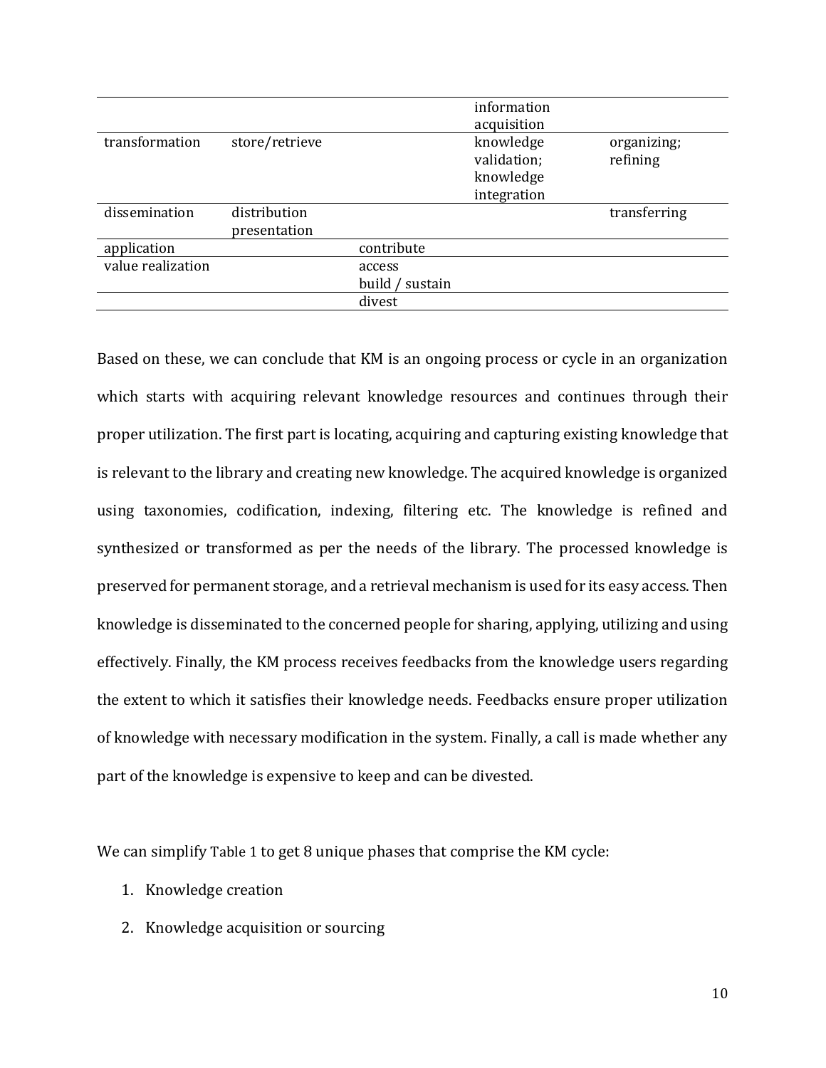| | | | | |
|---|---|---|---|---|
| | | | information acquisition | |
| transformation | store/retrieve | | knowledge validation; knowledge integration | organizing; refining |
| dissemination | distribution presentation | | | transferring |
| application | | contribute | | |
| value realization | | access build / sustain | | |
| | | divest | | |

Based on these, we can conclude that KM is an ongoing process or cycle in an organization which starts with acquiring relevant knowledge resources and continues through their proper utilization. The first part is locating, acquiring and capturing existing knowledge that is relevant to the library and creating new knowledge. The acquired knowledge is organized using taxonomies, codification, indexing, filtering etc. The knowledge is refined and synthesized or transformed as per the needs of the library. The processed knowledge is preserved for permanent storage, and a retrieval mechanism is used for its easy access. Then knowledge is disseminated to the concerned people for sharing, applying, utilizing and using effectively. Finally, the KM process receives feedbacks from the knowledge users regarding the extent to which it satisfies their knowledge needs. Feedbacks ensure proper utilization of knowledge with necessary modification in the system. Finally, a call is made whether any part of the knowledge is expensive to keep and can be divested.

We can simplify Table 1 to get 8 unique phases that comprise the KM cycle:

1. Knowledge creation
2. Knowledge acquisition or sourcing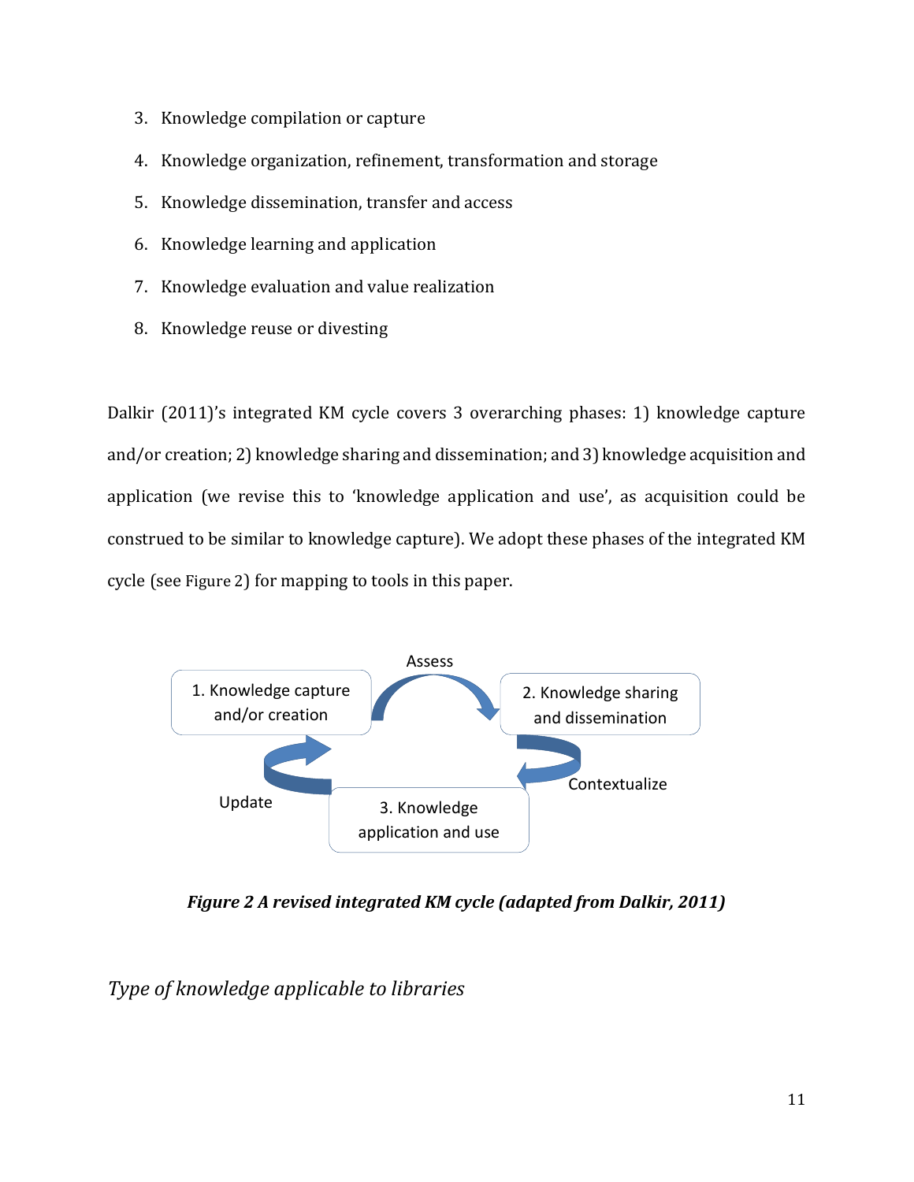3. Knowledge compilation or capture
4. Knowledge organization, refinement, transformation and storage
5. Knowledge dissemination, transfer and access
6. Knowledge learning and application
7. Knowledge evaluation and value realization
8. Knowledge reuse or divesting

Dalkir (2011)'s integrated KM cycle covers 3 overarching phases: 1) knowledge capture and/or creation; 2) knowledge sharing and dissemination; and 3) knowledge acquisition and application (we revise this to 'knowledge application and use', as acquisition could be construed to be similar to knowledge capture). We adopt these phases of the integrated KM cycle (see Figure 2) for mapping to tools in this paper.

1. Knowledge capture and/or creation

Assess

2. Knowledge sharing and dissemination

Contextualize

3. Knowledge application and use

Update

***Figure 2 A revised integrated KM cycle (adapted from Dalkir, 2011)***

### *Type of knowledge applicable to libraries*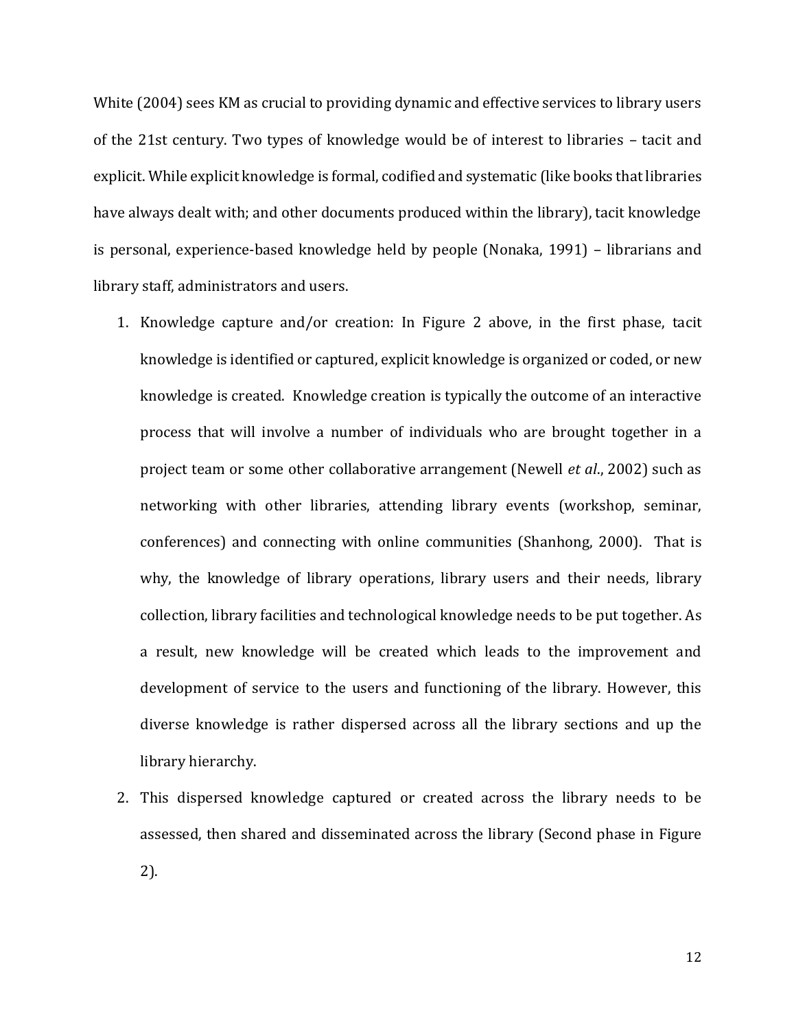White (2004) sees KM as crucial to providing dynamic and effective services to library users of the 21st century. Two types of knowledge would be of interest to libraries – tacit and explicit. While explicit knowledge is formal, codified and systematic (like books that libraries have always dealt with; and other documents produced within the library), tacit knowledge is personal, experience-based knowledge held by people (Nonaka, 1991) – librarians and library staff, administrators and users.

1. Knowledge capture and/or creation: In Figure 2 above, in the first phase, tacit knowledge is identified or captured, explicit knowledge is organized or coded, or new knowledge is created. Knowledge creation is typically the outcome of an interactive process that will involve a number of individuals who are brought together in a project team or some other collaborative arrangement (Newell *et al*., 2002) such as networking with other libraries, attending library events (workshop, seminar, conferences) and connecting with online communities (Shanhong, 2000). That is why, the knowledge of library operations, library users and their needs, library collection, library facilities and technological knowledge needs to be put together. As a result, new knowledge will be created which leads to the improvement and development of service to the users and functioning of the library. However, this diverse knowledge is rather dispersed across all the library sections and up the library hierarchy.
2. This dispersed knowledge captured or created across the library needs to be assessed, then shared and disseminated across the library (Second phase in Figure 2).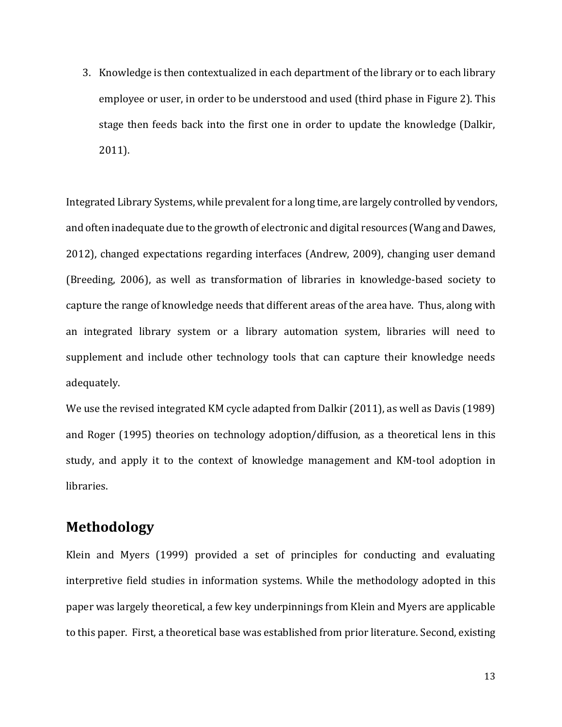3. Knowledge is then contextualized in each department of the library or to each library employee or user, in order to be understood and used (third phase in Figure 2). This stage then feeds back into the first one in order to update the knowledge (Dalkir, 2011).

Integrated Library Systems, while prevalent for a long time, are largely controlled by vendors, and often inadequate due to the growth of electronic and digital resources (Wang and Dawes, 2012), changed expectations regarding interfaces (Andrew, 2009), changing user demand (Breeding, 2006), as well as transformation of libraries in knowledge-based society to capture the range of knowledge needs that different areas of the area have. Thus, along with an integrated library system or a library automation system, libraries will need to supplement and include other technology tools that can capture their knowledge needs adequately.

We use the revised integrated KM cycle adapted from Dalkir (2011), as well as Davis (1989) and Roger (1995) theories on technology adoption/diffusion, as a theoretical lens in this study, and apply it to the context of knowledge management and KM-tool adoption in libraries.

## Methodology

Klein and Myers (1999) provided a set of principles for conducting and evaluating interpretive field studies in information systems. While the methodology adopted in this paper was largely theoretical, a few key underpinnings from Klein and Myers are applicable to this paper. First, a theoretical base was established from prior literature. Second, existing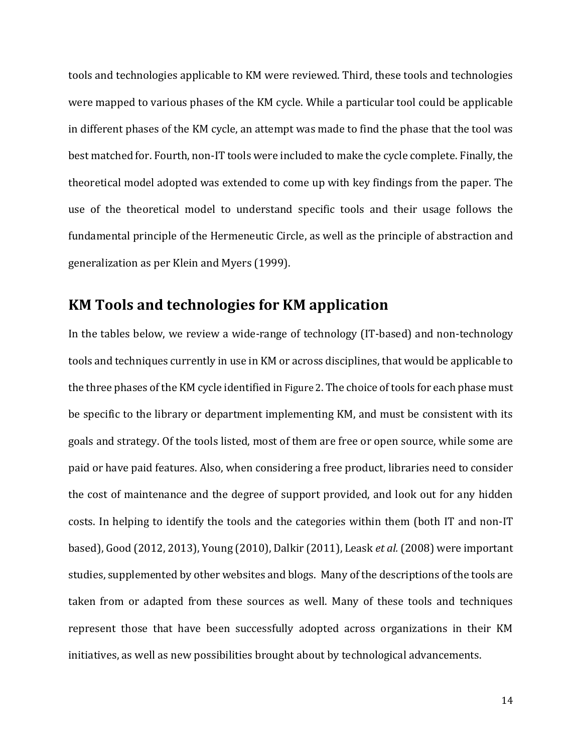tools and technologies applicable to KM were reviewed. Third, these tools and technologies were mapped to various phases of the KM cycle. While a particular tool could be applicable in different phases of the KM cycle, an attempt was made to find the phase that the tool was best matched for. Fourth, non-IT tools were included to make the cycle complete. Finally, the theoretical model adopted was extended to come up with key findings from the paper. The use of the theoretical model to understand specific tools and their usage follows the fundamental principle of the Hermeneutic Circle, as well as the principle of abstraction and generalization as per Klein and Myers (1999).

## KM Tools and technologies for KM application

In the tables below, we review a wide-range of technology (IT-based) and non-technology tools and techniques currently in use in KM or across disciplines, that would be applicable to the three phases of the KM cycle identified in Figure 2. The choice of tools for each phase must be specific to the library or department implementing KM, and must be consistent with its goals and strategy. Of the tools listed, most of them are free or open source, while some are paid or have paid features. Also, when considering a free product, libraries need to consider the cost of maintenance and the degree of support provided, and look out for any hidden costs. In helping to identify the tools and the categories within them (both IT and non-IT based), Good (2012, 2013), Young (2010), Dalkir (2011), Leask *et al.* (2008) were important studies, supplemented by other websites and blogs. Many of the descriptions of the tools are taken from or adapted from these sources as well. Many of these tools and techniques represent those that have been successfully adopted across organizations in their KM initiatives, as well as new possibilities brought about by technological advancements.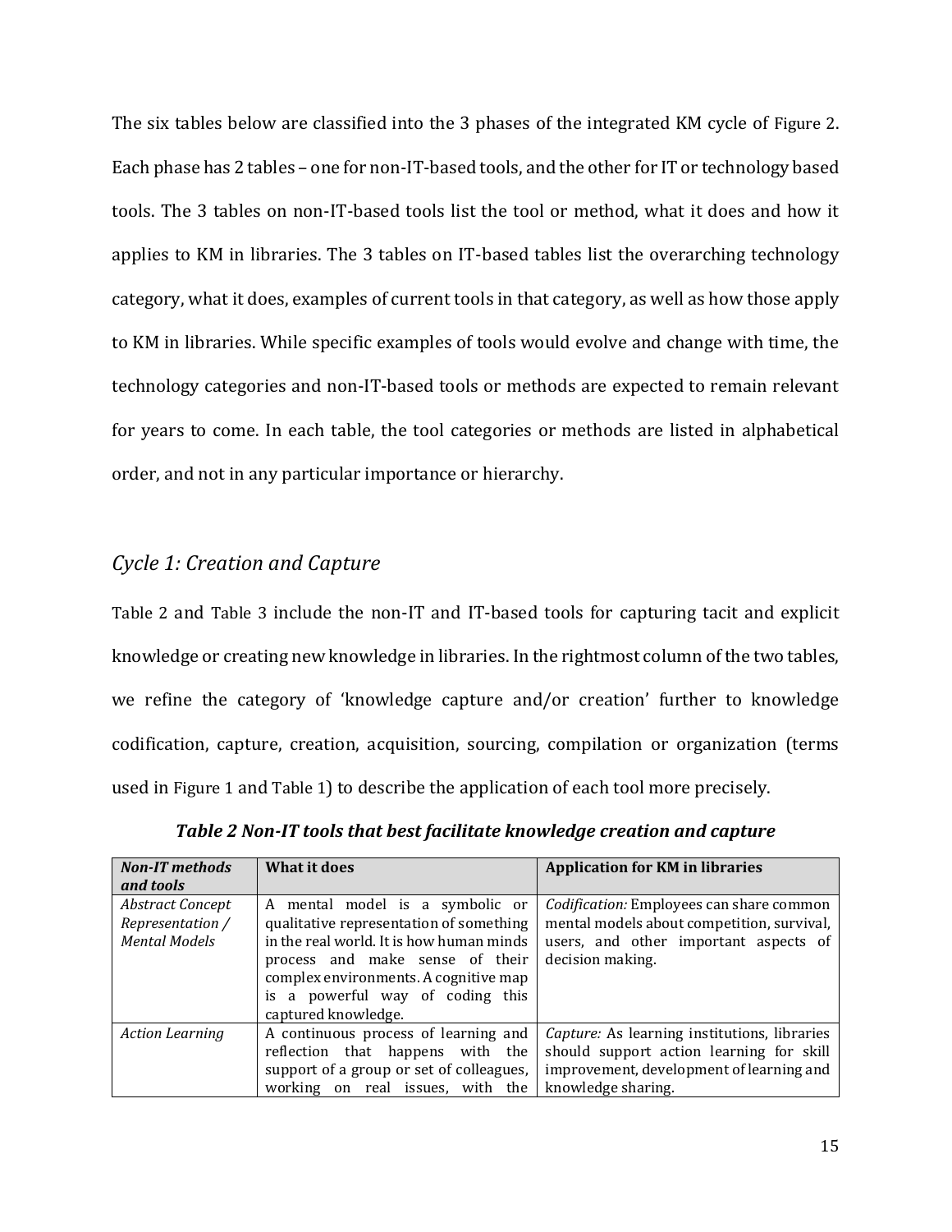The six tables below are classified into the 3 phases of the integrated KM cycle of Figure 2. Each phase has 2 tables – one for non-IT-based tools, and the other for IT or technology based tools. The 3 tables on non-IT-based tools list the tool or method, what it does and how it applies to KM in libraries. The 3 tables on IT-based tables list the overarching technology category, what it does, examples of current tools in that category, as well as how those apply to KM in libraries. While specific examples of tools would evolve and change with time, the technology categories and non-IT-based tools or methods are expected to remain relevant for years to come. In each table, the tool categories or methods are listed in alphabetical order, and not in any particular importance or hierarchy.

## *Cycle 1: Creation and Capture*

Table 2 and Table 3 include the non-IT and IT-based tools for capturing tacit and explicit knowledge or creating new knowledge in libraries. In the rightmost column of the two tables, we refine the category of 'knowledge capture and/or creation' further to knowledge codification, capture, creation, acquisition, sourcing, compilation or organization (terms used in Figure 1 and Table 1) to describe the application of each tool more precisely.

***Table 2 Non-IT tools that best facilitate knowledge creation and capture***

| ***Non-IT methods and tools*** | **What it does** | **Application for KM in libraries** |
|---|---|---|
| *Abstract Concept Representation / Mental Models* | A mental model is a symbolic or qualitative representation of something in the real world. It is how human minds process and make sense of their complex environments. A cognitive map is a powerful way of coding this captured knowledge. | *Codification:* Employees can share common mental models about competition, survival, users, and other important aspects of decision making. |
| *Action Learning* | A continuous process of learning and reflection that happens with the support of a group or set of colleagues, working on real issues, with the | *Capture:* As learning institutions, libraries should support action learning for skill improvement, development of learning and knowledge sharing. |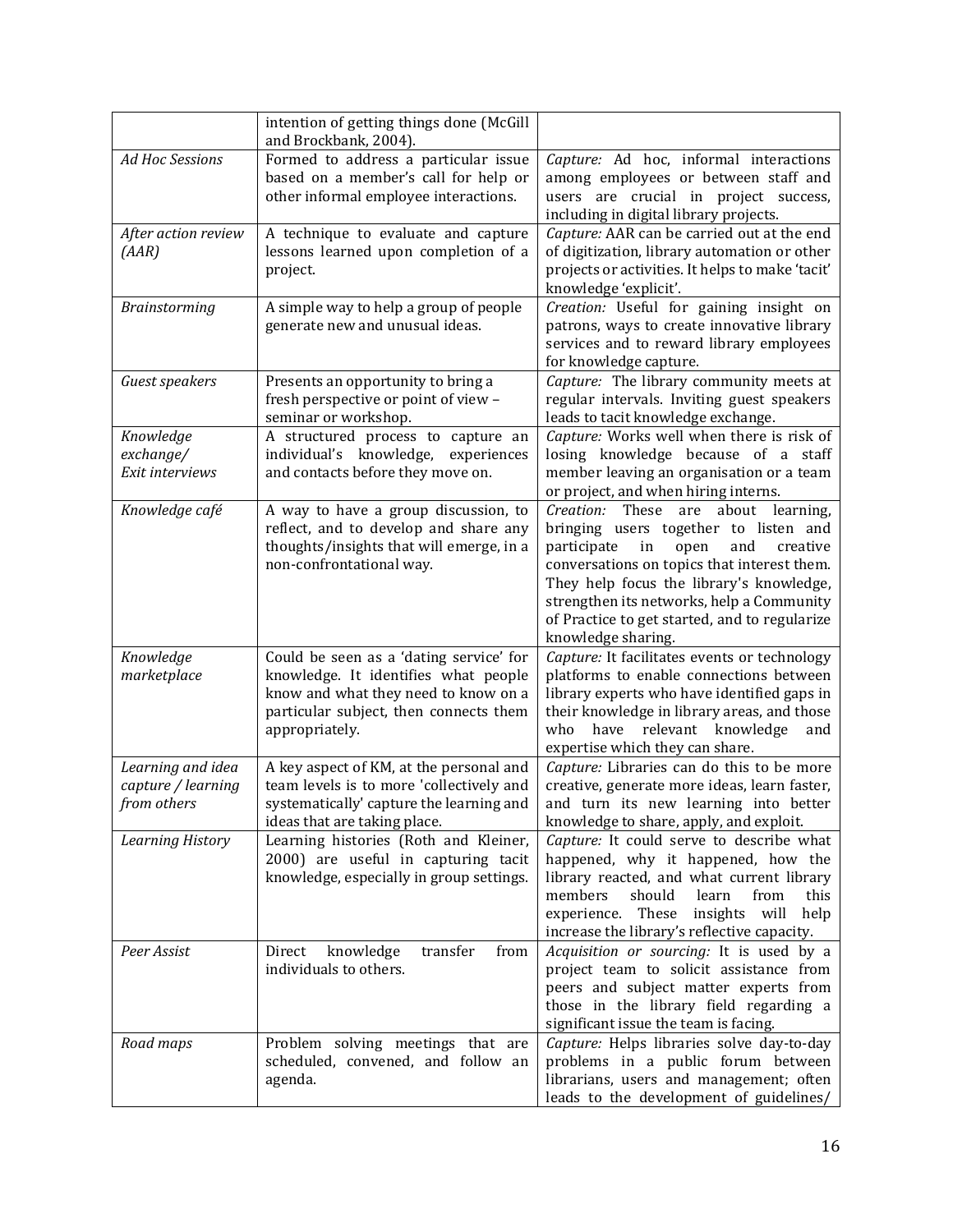| | | |
|---|---|---|
| | intention of getting things done (McGill and Brockbank, 2004). | |
| *Ad Hoc Sessions* | Formed to address a particular issue based on a member's call for help or other informal employee interactions. | *Capture:* Ad hoc, informal interactions among employees or between staff and users are crucial in project success, including in digital library projects. |
| *After action review (AAR)* | A technique to evaluate and capture lessons learned upon completion of a project. | *Capture:* AAR can be carried out at the end of digitization, library automation or other projects or activities. It helps to make 'tacit' knowledge 'explicit'. |
| *Brainstorming* | A simple way to help a group of people generate new and unusual ideas. | *Creation:* Useful for gaining insight on patrons, ways to create innovative library services and to reward library employees for knowledge capture. |
| *Guest speakers* | Presents an opportunity to bring a fresh perspective or point of view – seminar or workshop. | *Capture:* The library community meets at regular intervals. Inviting guest speakers leads to tacit knowledge exchange. |
| *Knowledge exchange/ Exit interviews* | A structured process to capture an individual's knowledge, experiences and contacts before they move on. | *Capture:* Works well when there is risk of losing knowledge because of a staff member leaving an organisation or a team or project, and when hiring interns. |
| *Knowledge café* | A way to have a group discussion, to reflect, and to develop and share any thoughts/insights that will emerge, in a non-confrontational way. | *Creation:* These are about learning, bringing users together to listen and participate in open and creative conversations on topics that interest them. They help focus the library's knowledge, strengthen its networks, help a Community of Practice to get started, and to regularize knowledge sharing. |
| *Knowledge marketplace* | Could be seen as a 'dating service' for knowledge. It identifies what people know and what they need to know on a particular subject, then connects them appropriately. | *Capture:* It facilitates events or technology platforms to enable connections between library experts who have identified gaps in their knowledge in library areas, and those who have relevant knowledge and expertise which they can share. |
| *Learning and idea capture / learning from others* | A key aspect of KM, at the personal and team levels is to more 'collectively and systematically' capture the learning and ideas that are taking place. | *Capture:* Libraries can do this to be more creative, generate more ideas, learn faster, and turn its new learning into better knowledge to share, apply, and exploit. |
| *Learning History* | Learning histories (Roth and Kleiner, 2000) are useful in capturing tacit knowledge, especially in group settings. | *Capture:* It could serve to describe what happened, why it happened, how the library reacted, and what current library members should learn from this experience. These insights will help increase the library's reflective capacity. |
| *Peer Assist* | Direct knowledge transfer from individuals to others. | *Acquisition or sourcing:* It is used by a project team to solicit assistance from peers and subject matter experts from those in the library field regarding a significant issue the team is facing. |
| *Road maps* | Problem solving meetings that are scheduled, convened, and follow an agenda. | *Capture:* Helps libraries solve day-to-day problems in a public forum between librarians, users and management; often leads to the development of guidelines/ |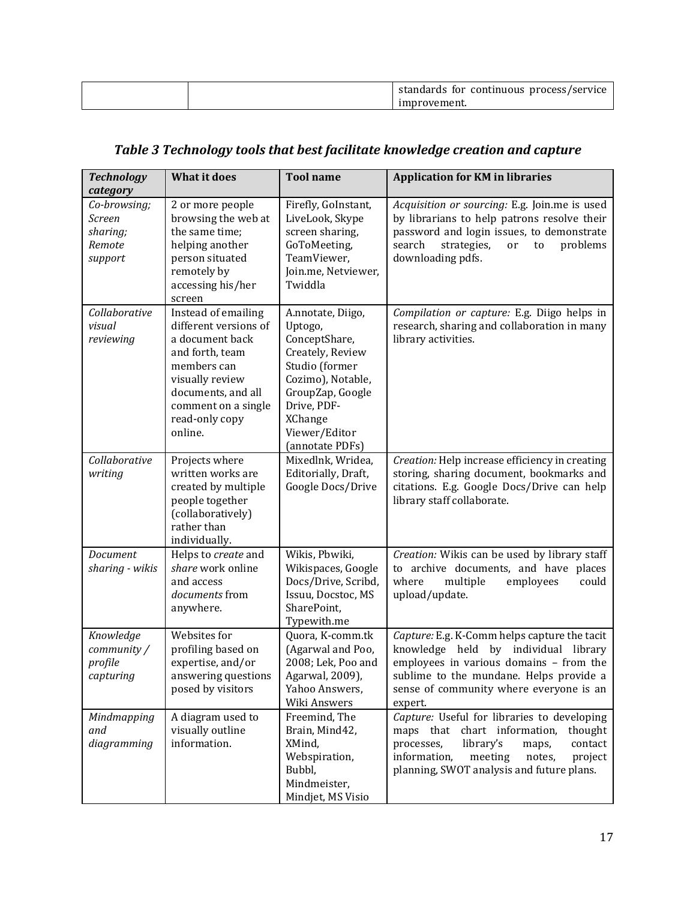| | | standards for continuous process/service improvement. |
|---|---|---|

***Table 3 Technology tools that best facilitate knowledge creation and capture***

| ***Technology category*** | **What it does** | **Tool name** | **Application for KM in libraries** |
|---|---|---|---|
| *Co-browsing; Screen sharing; Remote support* | 2 or more people browsing the web at the same time; helping another person situated remotely by accessing his/her screen | Firefly, GoInstant, LiveLook, Skype screen sharing, GoToMeeting, TeamViewer, Join.me, Netviewer, Twiddla | *Acquisition or sourcing:* E.g. Join.me is used by librarians to help patrons resolve their password and login issues, to demonstrate search strategies, or to problems downloading pdfs. |
| *Collaborative visual reviewing* | Instead of emailing different versions of a document back and forth, team members can visually review documents, and all comment on a single read-only copy online. | A.nnotate, Diigo, Uptogo, ConceptShare, Creately, Review Studio (former Cozimo), Notable, GroupZap, Google Drive, PDF-XChange Viewer/Editor (annotate PDFs) | *Compilation or capture:* E.g. Diigo helps in research, sharing and collaboration in many library activities. |
| *Collaborative writing* | Projects where written works are created by multiple people together (collaboratively) rather than individually. | Mixedlnk, Wridea, Editorially, Draft, Google Docs/Drive | *Creation:* Help increase efficiency in creating storing, sharing document, bookmarks and citations. E.g. Google Docs/Drive can help library staff collaborate. |
| *Document sharing - wikis* | Helps to *create* and *share* work online and access *documents* from anywhere. | Wikis, Pbwiki, Wikispaces, Google Docs/Drive, Scribd, Issuu, Docstoc, MS SharePoint, Typewith.me | *Creation:* Wikis can be used by library staff to archive documents, and have places where multiple employees could upload/update. |
| *Knowledge community / profile capturing* | Websites for profiling based on expertise, and/or answering questions posed by visitors | Quora, K-comm.tk (Agarwal and Poo, 2008; Lek, Poo and Agarwal, 2009), Yahoo Answers, Wiki Answers | *Capture:* E.g. K-Comm helps capture the tacit knowledge held by individual library employees in various domains – from the sublime to the mundane. Helps provide a sense of community where everyone is an expert. |
| *Mindmapping and diagramming* | A diagram used to visually outline information. | Freemind, The Brain, Mind42, XMind, Webspiration, Bubbl, Mindmeister, Mindjet, MS Visio | *Capture:* Useful for libraries to developing maps that chart information, thought processes, library's maps, contact information, meeting notes, project planning, SWOT analysis and future plans. |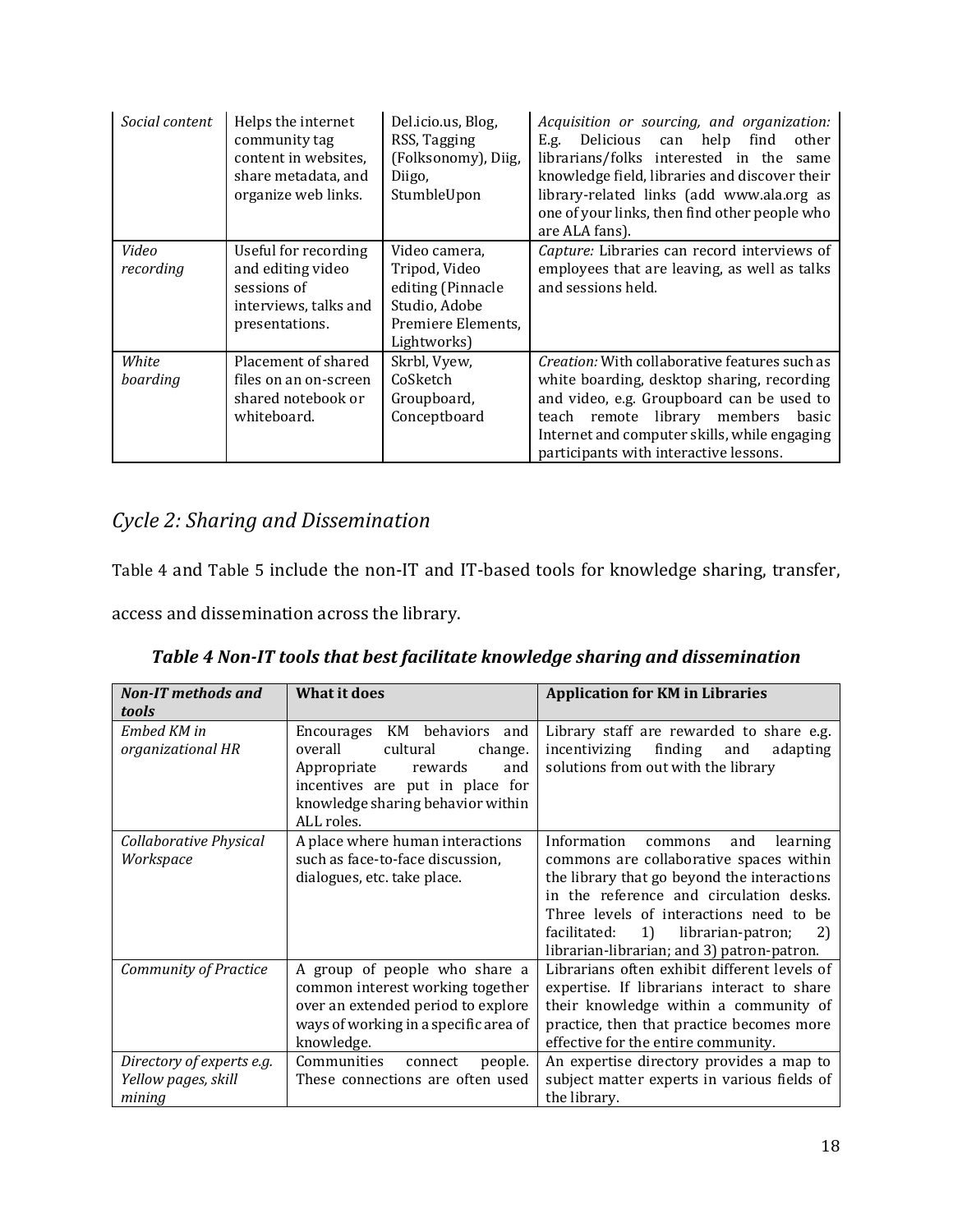| *Social content* | Helps the internet community tag content in websites, share metadata, and organize web links. | Del.icio.us, Blog, RSS, Tagging (Folksonomy), Diig, Diigo, StumbleUpon | *Acquisition or sourcing, and organization:* E.g. Delicious can help find other librarians/folks interested in the same knowledge field, libraries and discover their library-related links (add www.ala.org as one of your links, then find other people who are ALA fans). |
|---|---|---|---|
| *Video recording* | Useful for recording and editing video sessions of interviews, talks and presentations. | Video camera, Tripod, Video editing (Pinnacle Studio, Adobe Premiere Elements, Lightworks) | *Capture:* Libraries can record interviews of employees that are leaving, as well as talks and sessions held. |
| *White boarding* | Placement of shared files on an on-screen shared notebook or whiteboard. | Skrbl, Vyew, CoSketch Groupboard, Conceptboard | *Creation:* With collaborative features such as white boarding, desktop sharing, recording and video, e.g. Groupboard can be used to teach remote library members basic Internet and computer skills, while engaging participants with interactive lessons. |

## *Cycle 2: Sharing and Dissemination*

Table 4 and Table 5 include the non-IT and IT-based tools for knowledge sharing, transfer, access and dissemination across the library.

***Table 4 Non-IT tools that best facilitate knowledge sharing and dissemination***

| ***Non-IT methods and tools*** | **What it does** | **Application for KM in Libraries** |
|---|---|---|
| *Embed KM in organizational HR* | Encourages KM behaviors and overall cultural change. Appropriate rewards and incentives are put in place for knowledge sharing behavior within ALL roles. | Library staff are rewarded to share e.g. incentivizing finding and adapting solutions from out with the library |
| *Collaborative Physical Workspace* | A place where human interactions such as face-to-face discussion, dialogues, etc. take place. | Information commons and learning commons are collaborative spaces within the library that go beyond the interactions in the reference and circulation desks. Three levels of interactions need to be facilitated: 1) librarian-patron; 2) librarian-librarian; and 3) patron-patron. |
| *Community of Practice* | A group of people who share a common interest working together over an extended period to explore ways of working in a specific area of knowledge. | Librarians often exhibit different levels of expertise. If librarians interact to share their knowledge within a community of practice, then that practice becomes more effective for the entire community. |
| *Directory of experts e.g. Yellow pages, skill mining* | Communities connect people. These connections are often used | An expertise directory provides a map to subject matter experts in various fields of the library. |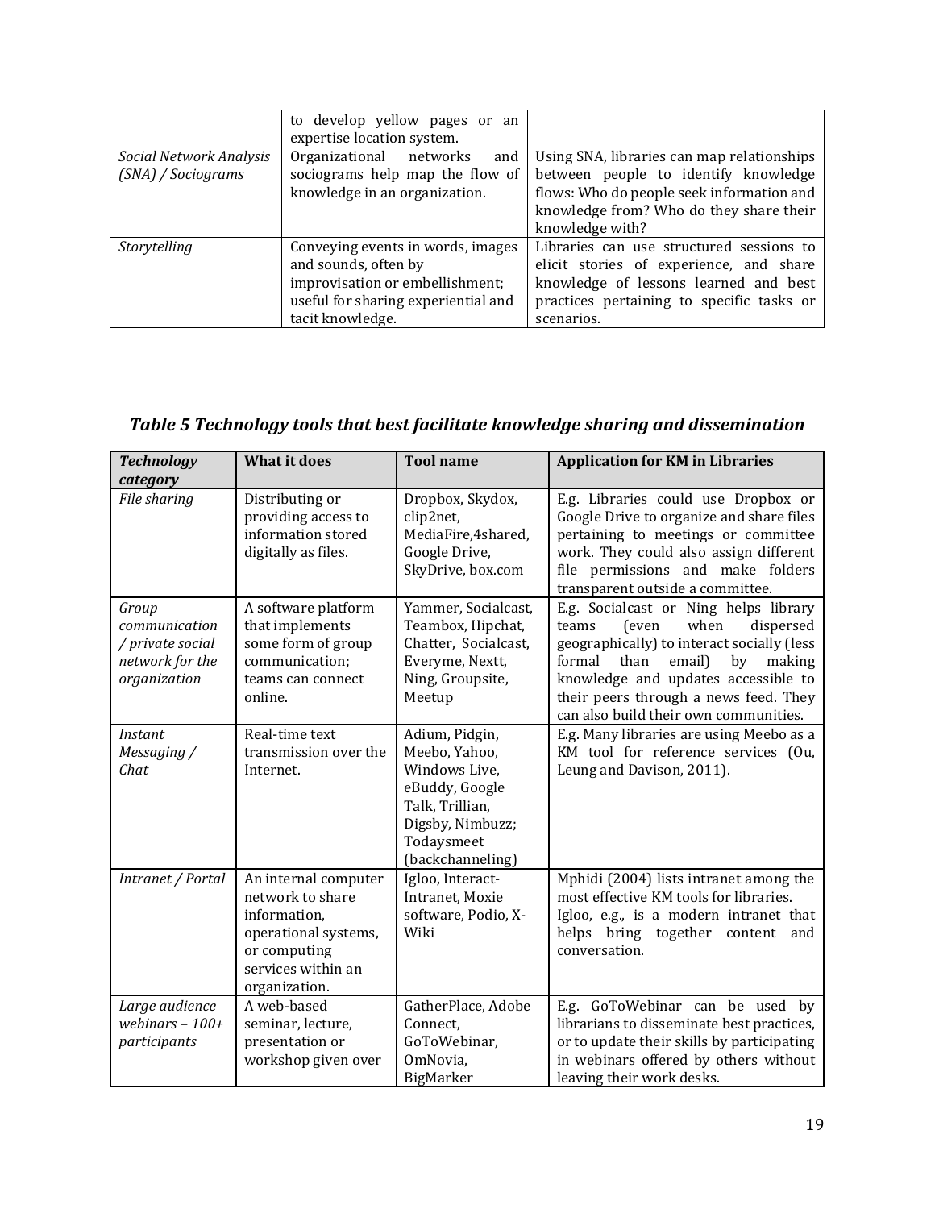|  | to develop yellow pages or an expertise location system. |  |
| --- | --- | --- |
| *Social Network Analysis (SNA) / Sociograms* | Organizational networks and sociograms help map the flow of knowledge in an organization. | Using SNA, libraries can map relationships between people to identify knowledge flows: Who do people seek information and knowledge from? Who do they share their knowledge with? |
| *Storytelling* | Conveying events in words, images and sounds, often by improvisation or embellishment; useful for sharing experiential and tacit knowledge. | Libraries can use structured sessions to elicit stories of experience, and share knowledge of lessons learned and best practices pertaining to specific tasks or scenarios. |

### *Table 5 Technology tools that best facilitate knowledge sharing and dissemination*

| ***Technology category*** | **What it does** | **Tool name** | **Application for KM in Libraries** |
| --- | --- | --- | --- |
| *File sharing* | Distributing or providing access to information stored digitally as files. | Dropbox, Skydox, clip2net, MediaFire,4shared, Google Drive, SkyDrive, box.com | E.g. Libraries could use Dropbox or Google Drive to organize and share files pertaining to meetings or committee work. They could also assign different file permissions and make folders transparent outside a committee. |
| *Group communication / private social network for the organization* | A software platform that implements some form of group communication; teams can connect online. | Yammer, Socialcast, Teambox, Hipchat, Chatter, Socialcast, Everyme, Nextt, Ning, Groupsite, Meetup | E.g. Socialcast or Ning helps library teams (even when dispersed geographically) to interact socially (less formal than email) by making knowledge and updates accessible to their peers through a news feed. They can also build their own communities. |
| *Instant Messaging / Chat* | Real-time text transmission over the Internet. | Adium, Pidgin, Meebo, Yahoo, Windows Live, eBuddy, Google Talk, Trillian, Digsby, Nimbuzz; Todaysmeet (backchanneling) | E.g. Many libraries are using Meebo as a KM tool for reference services (Ou, Leung and Davison, 2011). |
| *Intranet / Portal* | An internal computer network to share information, operational systems, or computing services within an organization. | Igloo, Interact-Intranet, Moxie software, Podio, X-Wiki | Mphidi (2004) lists intranet among the most effective KM tools for libraries. Igloo, e.g., is a modern intranet that helps bring together content and conversation. |
| *Large audience webinars – 100+ participants* | A web-based seminar, lecture, presentation or workshop given over | GatherPlace, Adobe Connect, GoToWebinar, OmNovia, BigMarker | E.g. GoToWebinar can be used by librarians to disseminate best practices, or to update their skills by participating in webinars offered by others without leaving their work desks. |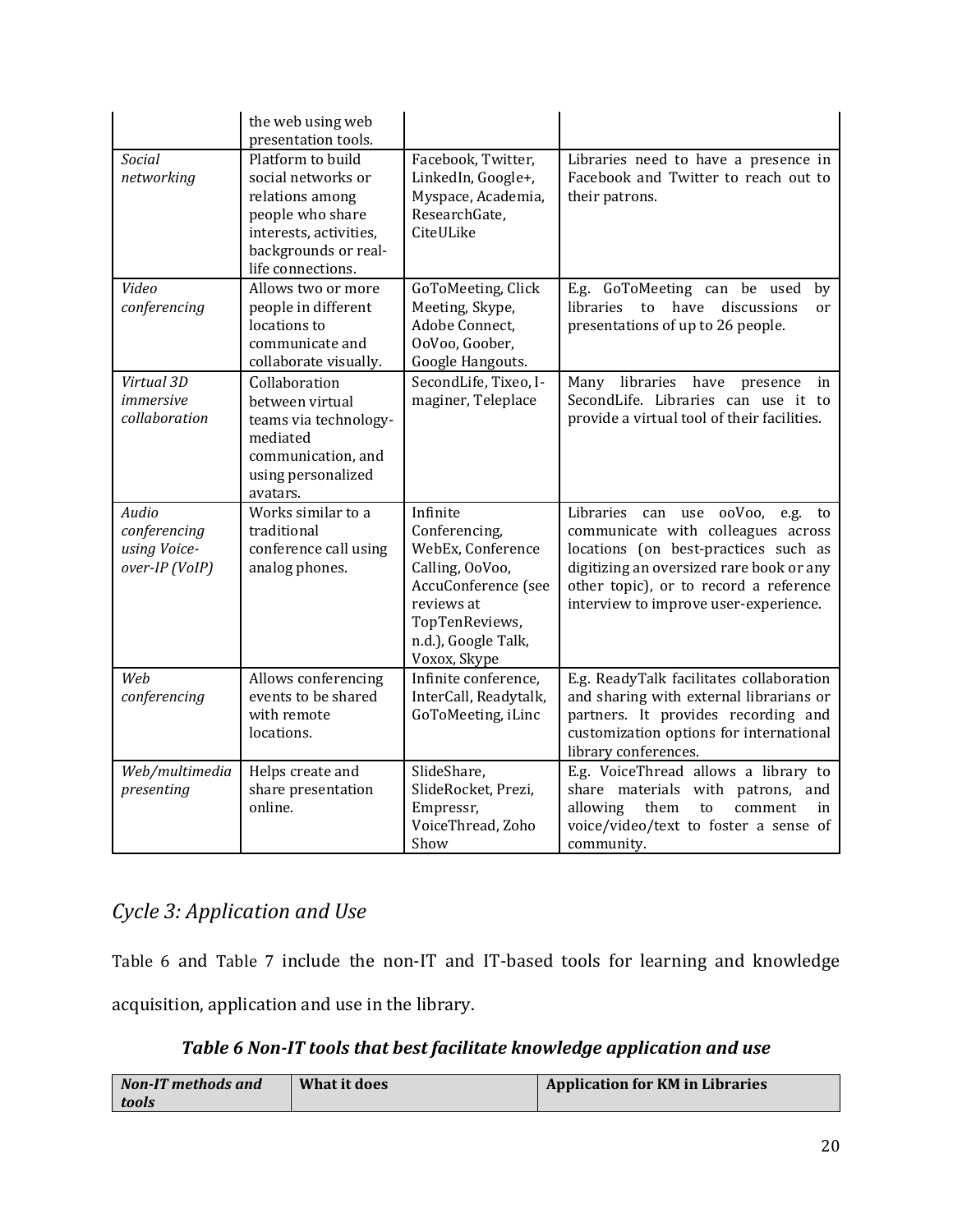| | the web using web presentation tools. | | |
|---|---|---|---|
| *Social networking* | Platform to build social networks or relations among people who share interests, activities, backgrounds or real-life connections. | Facebook, Twitter, LinkedIn, Google+, Myspace, Academia, ResearchGate, CiteULike | Libraries need to have a presence in Facebook and Twitter to reach out to their patrons. |
| *Video conferencing* | Allows two or more people in different locations to communicate and collaborate visually. | GoToMeeting, Click Meeting, Skype, Adobe Connect, OoVoo, Goober, Google Hangouts. | E.g. GoToMeeting can be used by libraries to have discussions or presentations of up to 26 people. |
| *Virtual 3D immersive collaboration* | Collaboration between virtual teams via technology-mediated communication, and using personalized avatars. | SecondLife, Tixeo, I-maginer, Teleplace | Many libraries have presence in SecondLife. Libraries can use it to provide a virtual tool of their facilities. |
| *Audio conferencing using Voice-over-IP (VoIP)* | Works similar to a traditional conference call using analog phones. | Infinite Conferencing, WebEx, Conference Calling, OoVoo, AccuConference (see reviews at TopTenReviews, n.d.), Google Talk, Voxox, Skype | Libraries can use ooVoo, e.g. to communicate with colleagues across locations (on best-practices such as digitizing an oversized rare book or any other topic), or to record a reference interview to improve user-experience. |
| *Web conferencing* | Allows conferencing events to be shared with remote locations. | Infinite conference, InterCall, Readytalk, GoToMeeting, iLinc | E.g. ReadyTalk facilitates collaboration and sharing with external librarians or partners. It provides recording and customization options for international library conferences. |
| *Web/multimedia presenting* | Helps create and share presentation online. | SlideShare, SlideRocket, Prezi, Empressr, VoiceThread, Zoho Show | E.g. VoiceThread allows a library to share materials with patrons, and allowing them to comment in voice/video/text to foster a sense of community. |

## *Cycle 3: Application and Use*

Table 6 and Table 7 include the non-IT and IT-based tools for learning and knowledge acquisition, application and use in the library.

***Table 6 Non-IT tools that best facilitate knowledge application and use***

| ***Non-IT methods and tools*** | **What it does** | **Application for KM in Libraries** |
|---|---|---|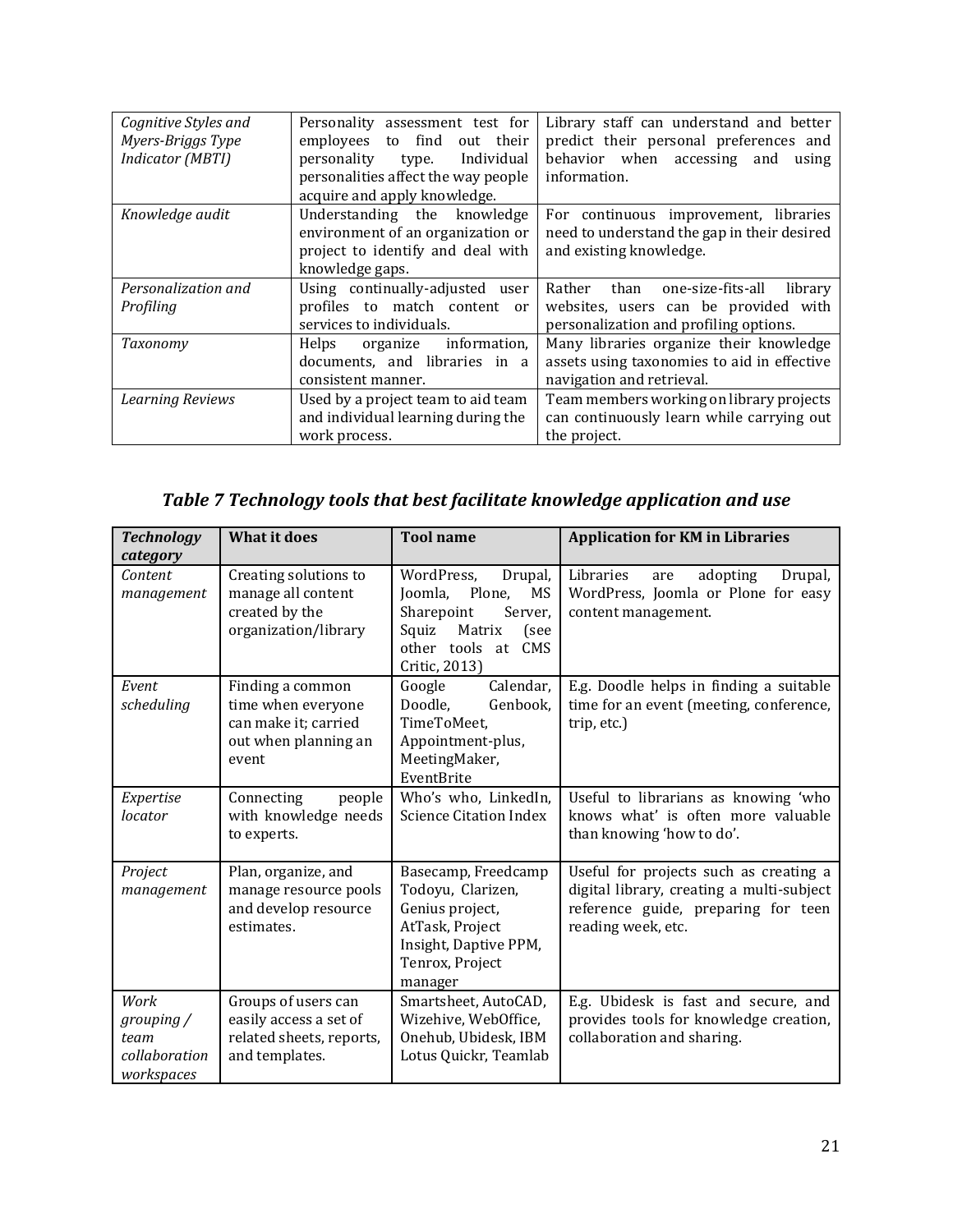| *Cognitive Styles and Myers-Briggs Type Indicator (MBTI)* | Personality assessment test for employees to find out their personality type. Individual personalities affect the way people acquire and apply knowledge. | Library staff can understand and better predict their personal preferences and behavior when accessing and using information. |
|---|---|---|
| *Knowledge audit* | Understanding the knowledge environment of an organization or project to identify and deal with knowledge gaps. | For continuous improvement, libraries need to understand the gap in their desired and existing knowledge. |
| *Personalization and Profiling* | Using continually-adjusted user profiles to match content or services to individuals. | Rather than one-size-fits-all library websites, users can be provided with personalization and profiling options. |
| *Taxonomy* | Helps organize information, documents, and libraries in a consistent manner. | Many libraries organize their knowledge assets using taxonomies to aid in effective navigation and retrieval. |
| *Learning Reviews* | Used by a project team to aid team and individual learning during the work process. | Team members working on library projects can continuously learn while carrying out the project. |

## *Table 7 Technology tools that best facilitate knowledge application and use*

| ***Technology category*** | **What it does** | **Tool name** | **Application for KM in Libraries** |
|---|---|---|---|
| *Content management* | Creating solutions to manage all content created by the organization/library | WordPress, Drupal, Joomla, Plone, MS Sharepoint Server, Squiz Matrix (see other tools at CMS Critic, 2013) | Libraries are adopting Drupal, WordPress, Joomla or Plone for easy content management. |
| *Event scheduling* | Finding a common time when everyone can make it; carried out when planning an event | Google Calendar, Doodle, Genbook, TimeToMeet, Appointment-plus, MeetingMaker, EventBrite | E.g. Doodle helps in finding a suitable time for an event (meeting, conference, trip, etc.) |
| *Expertise locator* | Connecting people with knowledge needs to experts. | Who's who, LinkedIn, Science Citation Index | Useful to librarians as knowing 'who knows what' is often more valuable than knowing 'how to do'. |
| *Project management* | Plan, organize, and manage resource pools and develop resource estimates. | Basecamp, Freedcamp Todoyu, Clarizen, Genius project, AtTask, Project Insight, Daptive PPM, Tenrox, Project manager | Useful for projects such as creating a digital library, creating a multi-subject reference guide, preparing for teen reading week, etc. |
| *Work grouping / team collaboration workspaces* | Groups of users can easily access a set of related sheets, reports, and templates. | Smartsheet, AutoCAD, Wizehive, WebOffice, Onehub, Ubidesk, IBM Lotus Quickr, Teamlab | E.g. Ubidesk is fast and secure, and provides tools for knowledge creation, collaboration and sharing. |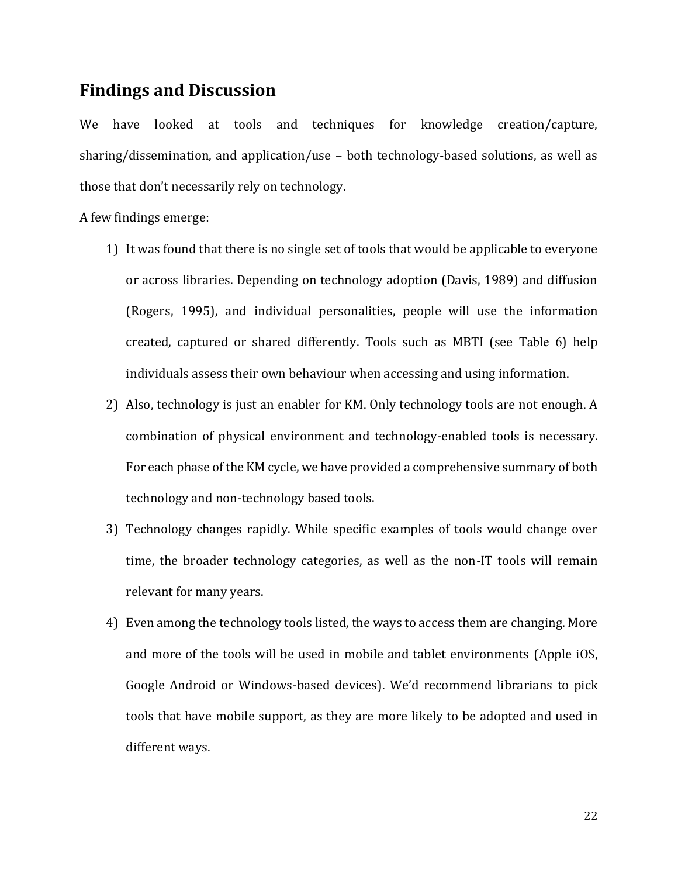## Findings and Discussion

We have looked at tools and techniques for knowledge creation/capture, sharing/dissemination, and application/use – both technology-based solutions, as well as those that don't necessarily rely on technology.

A few findings emerge:

1) It was found that there is no single set of tools that would be applicable to everyone or across libraries. Depending on technology adoption (Davis, 1989) and diffusion (Rogers, 1995), and individual personalities, people will use the information created, captured or shared differently. Tools such as MBTI (see Table 6) help individuals assess their own behaviour when accessing and using information.
2) Also, technology is just an enabler for KM. Only technology tools are not enough. A combination of physical environment and technology-enabled tools is necessary. For each phase of the KM cycle, we have provided a comprehensive summary of both technology and non-technology based tools.
3) Technology changes rapidly. While specific examples of tools would change over time, the broader technology categories, as well as the non-IT tools will remain relevant for many years.
4) Even among the technology tools listed, the ways to access them are changing. More and more of the tools will be used in mobile and tablet environments (Apple iOS, Google Android or Windows-based devices). We'd recommend librarians to pick tools that have mobile support, as they are more likely to be adopted and used in different ways.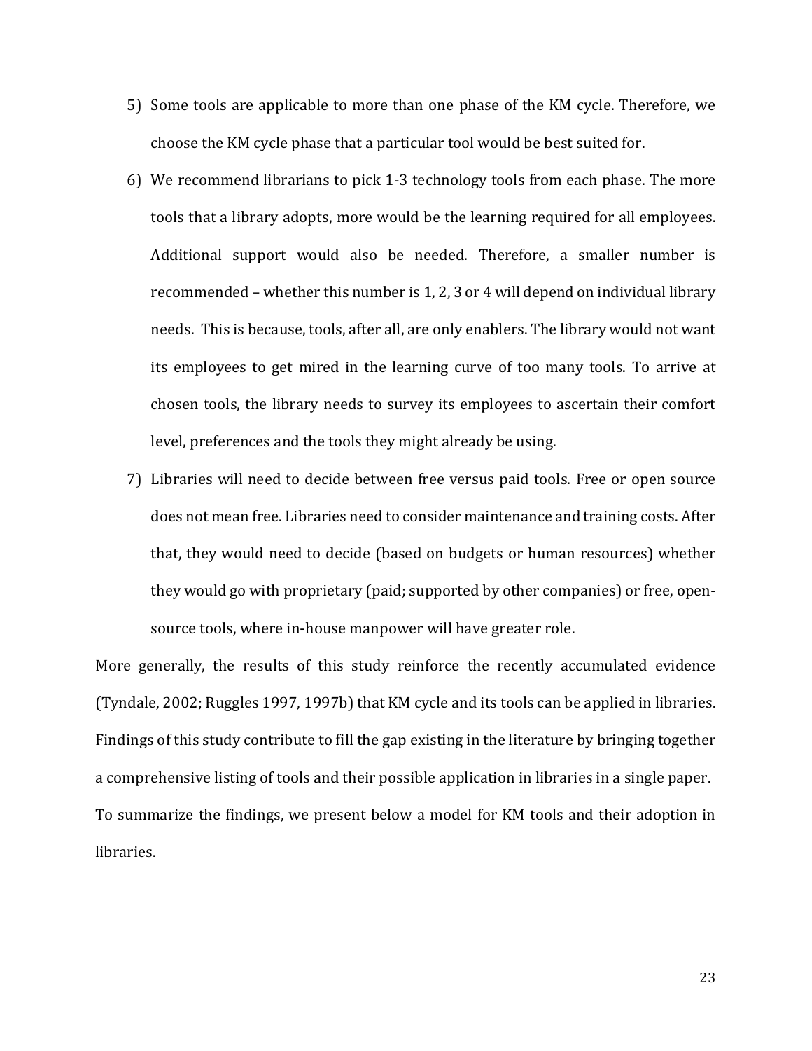5) Some tools are applicable to more than one phase of the KM cycle. Therefore, we choose the KM cycle phase that a particular tool would be best suited for.
6) We recommend librarians to pick 1-3 technology tools from each phase. The more tools that a library adopts, more would be the learning required for all employees. Additional support would also be needed. Therefore, a smaller number is recommended – whether this number is 1, 2, 3 or 4 will depend on individual library needs. This is because, tools, after all, are only enablers. The library would not want its employees to get mired in the learning curve of too many tools. To arrive at chosen tools, the library needs to survey its employees to ascertain their comfort level, preferences and the tools they might already be using.
7) Libraries will need to decide between free versus paid tools. Free or open source does not mean free. Libraries need to consider maintenance and training costs. After that, they would need to decide (based on budgets or human resources) whether they would go with proprietary (paid; supported by other companies) or free, open-source tools, where in-house manpower will have greater role.

More generally, the results of this study reinforce the recently accumulated evidence (Tyndale, 2002; Ruggles 1997, 1997b) that KM cycle and its tools can be applied in libraries. Findings of this study contribute to fill the gap existing in the literature by bringing together a comprehensive listing of tools and their possible application in libraries in a single paper. To summarize the findings, we present below a model for KM tools and their adoption in libraries.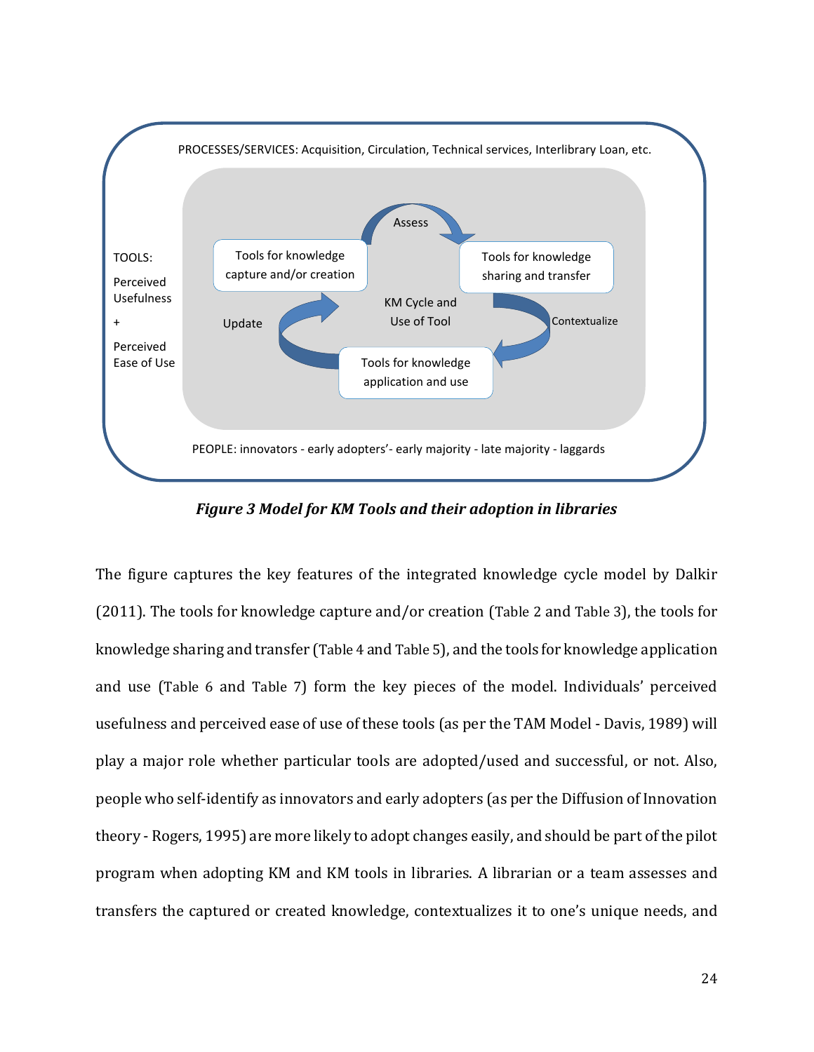PROCESSES/SERVICES: Acquisition, Circulation, Technical services, Interlibrary Loan, etc.

TOOLS:

Perceived Usefulness

+

Perceived Ease of Use

Tools for knowledge capture and/or creation

Assess

Tools for knowledge sharing and transfer

KM Cycle and Use of Tool

Update

Contextualize

Tools for knowledge application and use

PEOPLE: innovators - early adopters'- early majority - late majority - laggards

***Figure 3 Model for KM Tools and their adoption in libraries***

The figure captures the key features of the integrated knowledge cycle model by Dalkir (2011). The tools for knowledge capture and/or creation (Table 2 and Table 3), the tools for knowledge sharing and transfer (Table 4 and Table 5), and the tools for knowledge application and use (Table 6 and Table 7) form the key pieces of the model. Individuals' perceived usefulness and perceived ease of use of these tools (as per the TAM Model - Davis, 1989) will play a major role whether particular tools are adopted/used and successful, or not. Also, people who self-identify as innovators and early adopters (as per the Diffusion of Innovation theory - Rogers, 1995) are more likely to adopt changes easily, and should be part of the pilot program when adopting KM and KM tools in libraries. A librarian or a team assesses and transfers the captured or created knowledge, contextualizes it to one's unique needs, and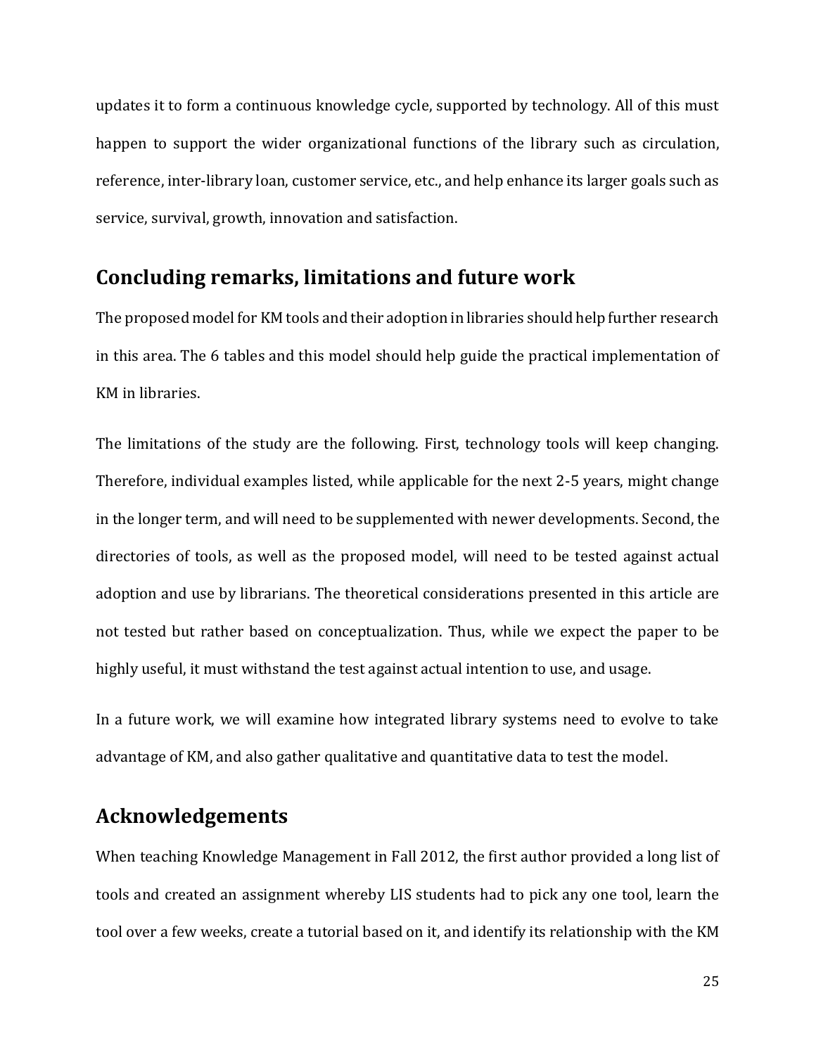updates it to form a continuous knowledge cycle, supported by technology. All of this must happen to support the wider organizational functions of the library such as circulation, reference, inter-library loan, customer service, etc., and help enhance its larger goals such as service, survival, growth, innovation and satisfaction.

## Concluding remarks, limitations and future work

The proposed model for KM tools and their adoption in libraries should help further research in this area. The 6 tables and this model should help guide the practical implementation of KM in libraries.

The limitations of the study are the following. First, technology tools will keep changing. Therefore, individual examples listed, while applicable for the next 2-5 years, might change in the longer term, and will need to be supplemented with newer developments. Second, the directories of tools, as well as the proposed model, will need to be tested against actual adoption and use by librarians. The theoretical considerations presented in this article are not tested but rather based on conceptualization. Thus, while we expect the paper to be highly useful, it must withstand the test against actual intention to use, and usage.

In a future work, we will examine how integrated library systems need to evolve to take advantage of KM, and also gather qualitative and quantitative data to test the model.

## Acknowledgements

When teaching Knowledge Management in Fall 2012, the first author provided a long list of tools and created an assignment whereby LIS students had to pick any one tool, learn the tool over a few weeks, create a tutorial based on it, and identify its relationship with the KM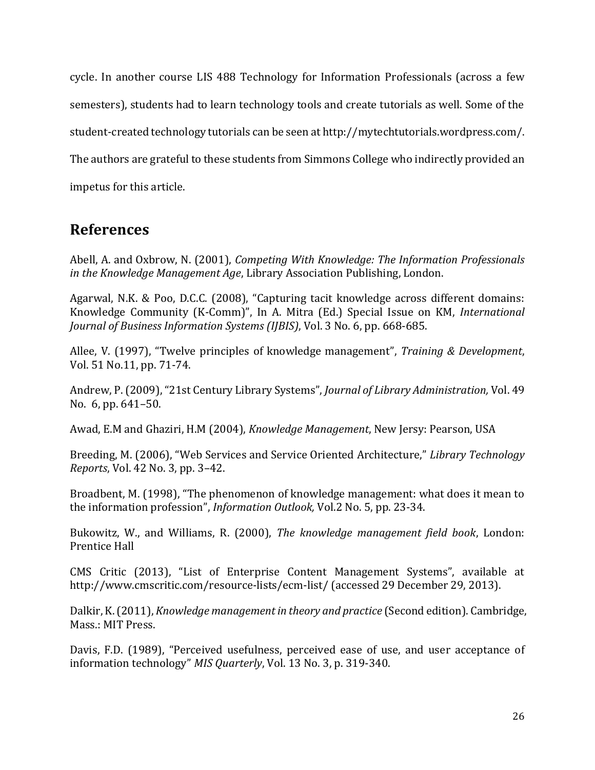cycle. In another course LIS 488 Technology for Information Professionals (across a few semesters), students had to learn technology tools and create tutorials as well. Some of the student-created technology tutorials can be seen at http://mytechtutorials.wordpress.com/. The authors are grateful to these students from Simmons College who indirectly provided an impetus for this article.

## References

Abell, A. and Oxbrow, N. (2001), *Competing With Knowledge: The Information Professionals in the Knowledge Management Age*, Library Association Publishing, London.

Agarwal, N.K. & Poo, D.C.C. (2008), "Capturing tacit knowledge across different domains: Knowledge Community (K-Comm)", In A. Mitra (Ed.) Special Issue on KM, *International Journal of Business Information Systems (IJBIS)*, Vol. 3 No. 6, pp. 668-685.

Allee, V. (1997), "Twelve principles of knowledge management", *Training & Development*, Vol. 51 No.11, pp. 71-74.

Andrew, P. (2009), "21st Century Library Systems", *Journal of Library Administration,* Vol. 49 No. 6, pp. 641–50.

Awad, E.M and Ghaziri, H.M (2004), *Knowledge Management*, New Jersy: Pearson, USA

Breeding, M. (2006), "Web Services and Service Oriented Architecture," *Library Technology Reports*, Vol. 42 No. 3, pp. 3–42.

Broadbent, M. (1998), "The phenomenon of knowledge management: what does it mean to the information profession", *Information Outlook,* Vol.2 No. 5, pp. 23-34.

Bukowitz, W., and Williams, R. (2000), *The knowledge management field book*, London: Prentice Hall

CMS Critic (2013), "List of Enterprise Content Management Systems", available at http://www.cmscritic.com/resource-lists/ecm-list/ (accessed 29 December 29, 2013).

Dalkir, K. (2011), *Knowledge management in theory and practice* (Second edition). Cambridge, Mass.: MIT Press.

Davis, F.D. (1989), "Perceived usefulness, perceived ease of use, and user acceptance of information technology" *MIS Quarterly*, Vol. 13 No. 3, p. 319-340.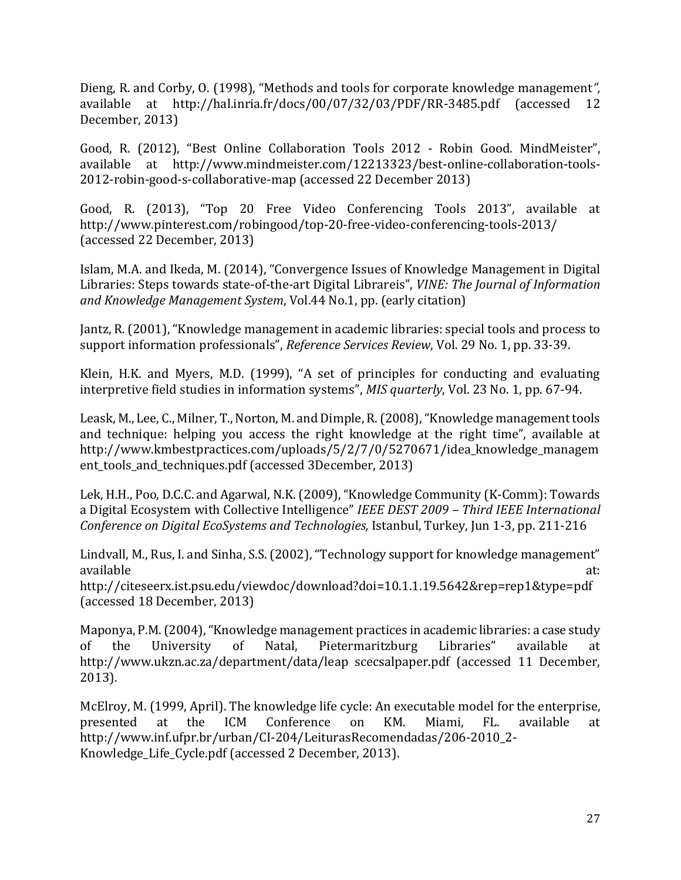Dieng, R. and Corby, O. (1998), "Methods and tools for corporate knowledge management*"*, available at http://hal.inria.fr/docs/00/07/32/03/PDF/RR-3485.pdf (accessed 12 December, 2013)

Good, R. (2012), "Best Online Collaboration Tools 2012 - Robin Good. MindMeister", available at http://www.mindmeister.com/12213323/best-online-collaboration-tools-2012-robin-good-s-collaborative-map (accessed 22 December 2013)

Good, R. (2013), "Top 20 Free Video Conferencing Tools 2013", available at http://www.pinterest.com/robingood/top-20-free-video-conferencing-tools-2013/ (accessed 22 December, 2013)

Islam, M.A. and Ikeda, M. (2014), "Convergence Issues of Knowledge Management in Digital Libraries: Steps towards state-of-the-art Digital Librareis", *VINE: The Journal of Information and Knowledge Management System*, Vol.44 No.1, pp. (early citation)

Jantz, R. (2001), "Knowledge management in academic libraries: special tools and process to support information professionals", *Reference Services Review*, Vol. 29 No. 1, pp. 33-39.

Klein, H.K. and Myers, M.D. (1999), "A set of principles for conducting and evaluating interpretive field studies in information systems", *MIS quarterly*, Vol. 23 No. 1, pp. 67-94.

Leask, M., Lee, C., Milner, T., Norton, M. and Dimple, R. (2008), "Knowledge management tools and technique: helping you access the right knowledge at the right time", available at http://www.kmbestpractices.com/uploads/5/2/7/0/5270671/idea_knowledge_management_tools_and_techniques.pdf (accessed 3December, 2013)

Lek, H.H., Poo, D.C.C. and Agarwal, N.K. (2009), "Knowledge Community (K-Comm): Towards a Digital Ecosystem with Collective Intelligence" *IEEE DEST 2009 – Third IEEE International Conference on Digital EcoSystems and Technologies,* Istanbul, Turkey, Jun 1-3, pp. 211-216

Lindvall, M., Rus, I. and Sinha, S.S. (2002), "Technology support for knowledge management" available at: http://citeseerx.ist.psu.edu/viewdoc/download?doi=10.1.1.19.5642&rep=rep1&type=pdf (accessed 18 December, 2013)

Maponya, P.M. (2004), "Knowledge management practices in academic libraries: a case study of the University of Natal, Pietermaritzburg Libraries" available at http://www.ukzn.ac.za/department/data/leap scecsalpaper.pdf (accessed 11 December, 2013).

McElroy, M. (1999, April). The knowledge life cycle: An executable model for the enterprise, presented at the ICM Conference on KM. Miami, FL. available at http://www.inf.ufpr.br/urban/CI-204/LeiturasRecomendadas/206-2010_2-Knowledge_Life_Cycle.pdf (accessed 2 December, 2013).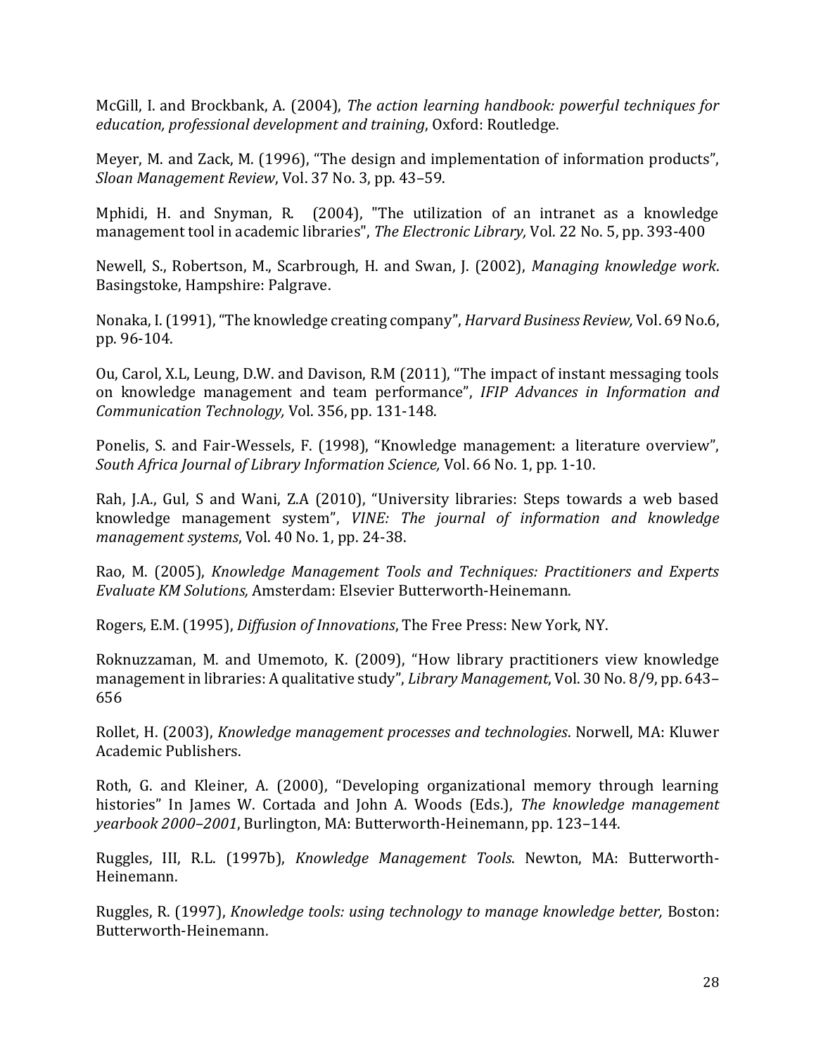McGill, I. and Brockbank, A. (2004), *The action learning handbook: powerful techniques for education, professional development and training*, Oxford: Routledge.

Meyer, M. and Zack, M. (1996), "The design and implementation of information products", *Sloan Management Review*, Vol. 37 No. 3, pp. 43–59.

Mphidi, H. and Snyman, R. (2004), "The utilization of an intranet as a knowledge management tool in academic libraries", *The Electronic Library,* Vol. 22 No. 5, pp. 393-400

Newell, S., Robertson, M., Scarbrough, H. and Swan, J. (2002), *Managing knowledge work*. Basingstoke, Hampshire: Palgrave.

Nonaka, I. (1991), "The knowledge creating company", *Harvard Business Review,* Vol. 69 No.6, pp. 96-104.

Ou, Carol, X.L, Leung, D.W. and Davison, R.M (2011), "The impact of instant messaging tools on knowledge management and team performance", *IFIP Advances in Information and Communication Technology,* Vol. 356, pp. 131-148.

Ponelis, S. and Fair-Wessels, F. (1998), "Knowledge management: a literature overview", *South Africa Journal of Library Information Science,* Vol. 66 No. 1, pp. 1-10.

Rah, J.A., Gul, S and Wani, Z.A (2010), "University libraries: Steps towards a web based knowledge management system", *VINE: The journal of information and knowledge management systems*, Vol. 40 No. 1, pp. 24-38.

Rao, M. (2005), *Knowledge Management Tools and Techniques: Practitioners and Experts Evaluate KM Solutions,* Amsterdam: Elsevier Butterworth-Heinemann.

Rogers, E.M. (1995), *Diffusion of Innovations*, The Free Press: New York, NY.

Roknuzzaman, M. and Umemoto, K. (2009), "How library practitioners view knowledge management in libraries: A qualitative study", *Library Management*, Vol. 30 No. 8/9, pp. 643–656

Rollet, H. (2003), *Knowledge management processes and technologies*. Norwell, MA: Kluwer Academic Publishers.

Roth, G. and Kleiner, A. (2000), "Developing organizational memory through learning histories" In James W. Cortada and John A. Woods (Eds.), *The knowledge management yearbook 2000–2001*, Burlington, MA: Butterworth-Heinemann, pp. 123–144.

Ruggles, III, R.L. (1997b), *Knowledge Management Tools*. Newton, MA: Butterworth-Heinemann.

Ruggles, R. (1997), *Knowledge tools: using technology to manage knowledge better,* Boston: Butterworth-Heinemann.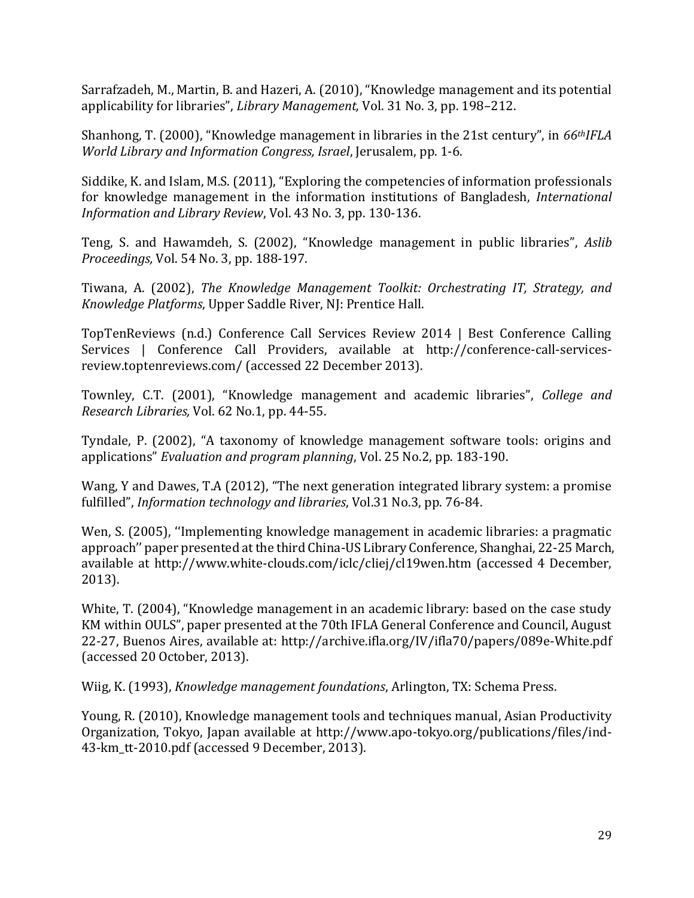Sarrafzadeh, M., Martin, B. and Hazeri, A. (2010), "Knowledge management and its potential applicability for libraries", *Library Management,* Vol. 31 No. 3, pp. 198–212.

Shanhong, T. (2000), "Knowledge management in libraries in the 21st century", in *66thIFLA World Library and Information Congress, Israel*, Jerusalem, pp. 1-6.

Siddike, K. and Islam, M.S. (2011), "Exploring the competencies of information professionals for knowledge management in the information institutions of Bangladesh, *International Information and Library Review*, Vol. 43 No. 3, pp. 130-136.

Teng, S. and Hawamdeh, S. (2002), "Knowledge management in public libraries", *Aslib Proceedings,* Vol. 54 No. 3, pp. 188-197.

Tiwana, A. (2002), *The Knowledge Management Toolkit: Orchestrating IT, Strategy, and Knowledge Platforms*, Upper Saddle River, NJ: Prentice Hall.

TopTenReviews (n.d.) Conference Call Services Review 2014 | Best Conference Calling Services | Conference Call Providers, available at http://conference-call-services-review.toptenreviews.com/ (accessed 22 December 2013).

Townley, C.T. (2001), "Knowledge management and academic libraries", *College and Research Libraries,* Vol. 62 No.1, pp. 44-55.

Tyndale, P. (2002), "A taxonomy of knowledge management software tools: origins and applications" *Evaluation and program planning*, Vol. 25 No.2, pp. 183-190.

Wang, Y and Dawes, T.A (2012), "The next generation integrated library system: a promise fulfilled", *Information technology and libraries*, Vol.31 No.3, pp. 76-84.

Wen, S. (2005), ''Implementing knowledge management in academic libraries: a pragmatic approach'' paper presented at the third China-US Library Conference, Shanghai, 22-25 March, available at http://www.white-clouds.com/iclc/cliej/cl19wen.htm (accessed 4 December, 2013).

White, T. (2004), "Knowledge management in an academic library: based on the case study KM within OULS", paper presented at the 70th IFLA General Conference and Council, August 22-27, Buenos Aires, available at: http://archive.ifla.org/IV/ifla70/papers/089e-White.pdf (accessed 20 October, 2013).

Wiig, K. (1993), *Knowledge management foundations*, Arlington, TX: Schema Press.

Young, R. (2010), Knowledge management tools and techniques manual, Asian Productivity Organization, Tokyo, Japan available at http://www.apo-tokyo.org/publications/files/ind-43-km_tt-2010.pdf (accessed 9 December, 2013).